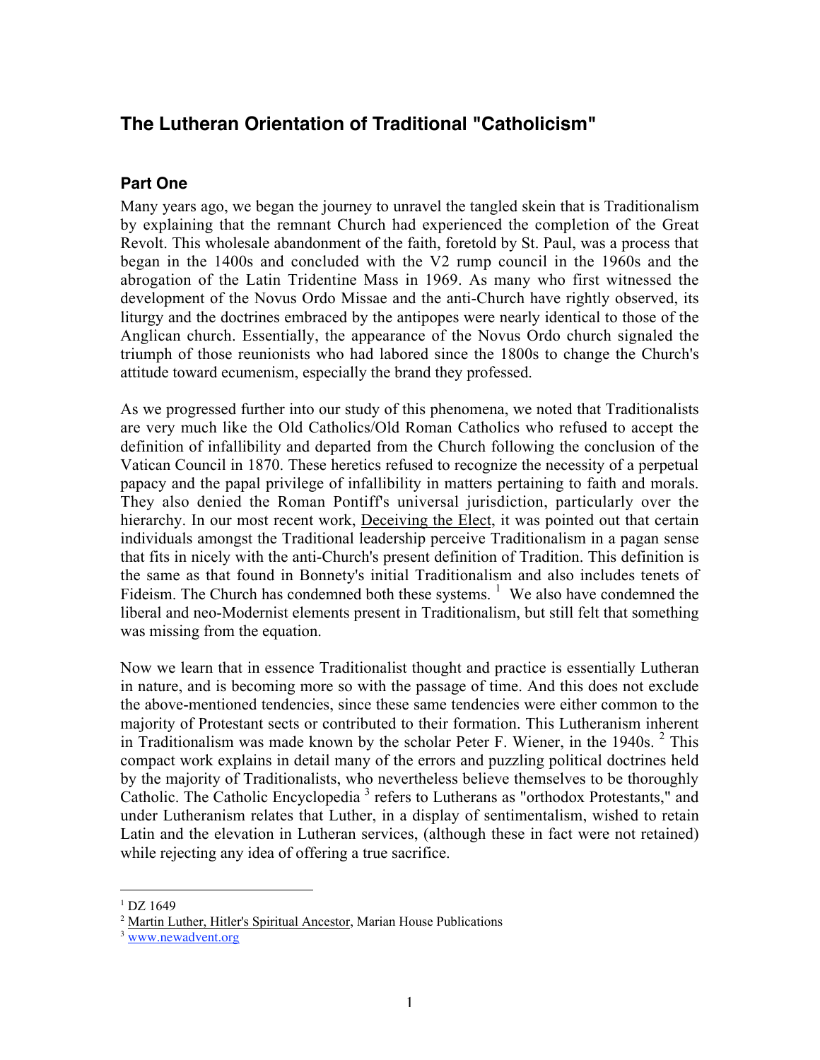# The Lutheran Orientation of Traditional "Catholicism"

## Part One

Many years ago, we began the journey to unravel the tangled skein that is Traditionalism by explaining that the remnant Church had experienced the completion of the Great Revolt. This wholesale abandonment of the faith, foretold by St. Paul, was a process that began in the 1400s and concluded with the V2 rump council in the 1960s and the abrogation of the Latin Tridentine Mass in 1969. As many who first witnessed the development of the Novus Ordo Missae and the anti-Church have rightly observed, its liturgy and the doctrines embraced by the antipopes were nearly identical to those of the Anglican church. Essentially, the appearance of the Novus Ordo church signaled the triumph of those reunionists who had labored since the 1800s to change the Church's attitude toward ecumenism, especially the brand they professed.

As we progressed further into our study of this phenomena, we noted that Traditionalists are very much like the Old Catholics/Old Roman Catholics who refused to accept the definition of infallibility and departed from the Church following the conclusion of the Vatican Council in 1870. These heretics refused to recognize the necessity of a perpetual papacy and the papal privilege of infallibility in matters pertaining to faith and morals. They also denied the Roman Pontiff's universal jurisdiction, particularly over the hierarchy. In our most recent work, Deceiving the Elect, it was pointed out that certain individuals amongst the Traditional leadership perceive Traditionalism in a pagan sense that fits in nicely with the anti-Church's present definition of Tradition. This definition is the same as that found in Bonnety's initial Traditionalism and also includes tenets of Fideism. The Church has condemned both these systems. [1] We also have condemned the liberal and neo-Modernist elements present in Traditionalism, but still felt that something was missing from the equation.

Now we learn that in essence Traditionalist thought and practice is essentially Lutheran in nature, and is becoming more so with the passage of time. And this does not exclude the above-mentioned tendencies, since these same tendencies were either common to the majority of Protestant sects or contributed to their formation. This Lutheranism inherent in Traditionalism was made known by the scholar Peter F. Wiener, in the 1940s. [2] This compact work explains in detail many of the errors and puzzling political doctrines held by the majority of Traditionalists, who nevertheless believe themselves to be thoroughly Catholic. The Catholic Encyclopedia [3] refers to Lutherans as "orthodox Protestants," and under Lutheranism relates that Luther, in a display of sentimentalism, wished to retain Latin and the elevation in Lutheran services, (although these in fact were not retained) while rejecting any idea of offering a true sacrifice.

---

[1] DZ 1649

[2] Martin Luther, Hitler's Spiritual Ancestor, Marian House Publications

[3] www.newadvent.org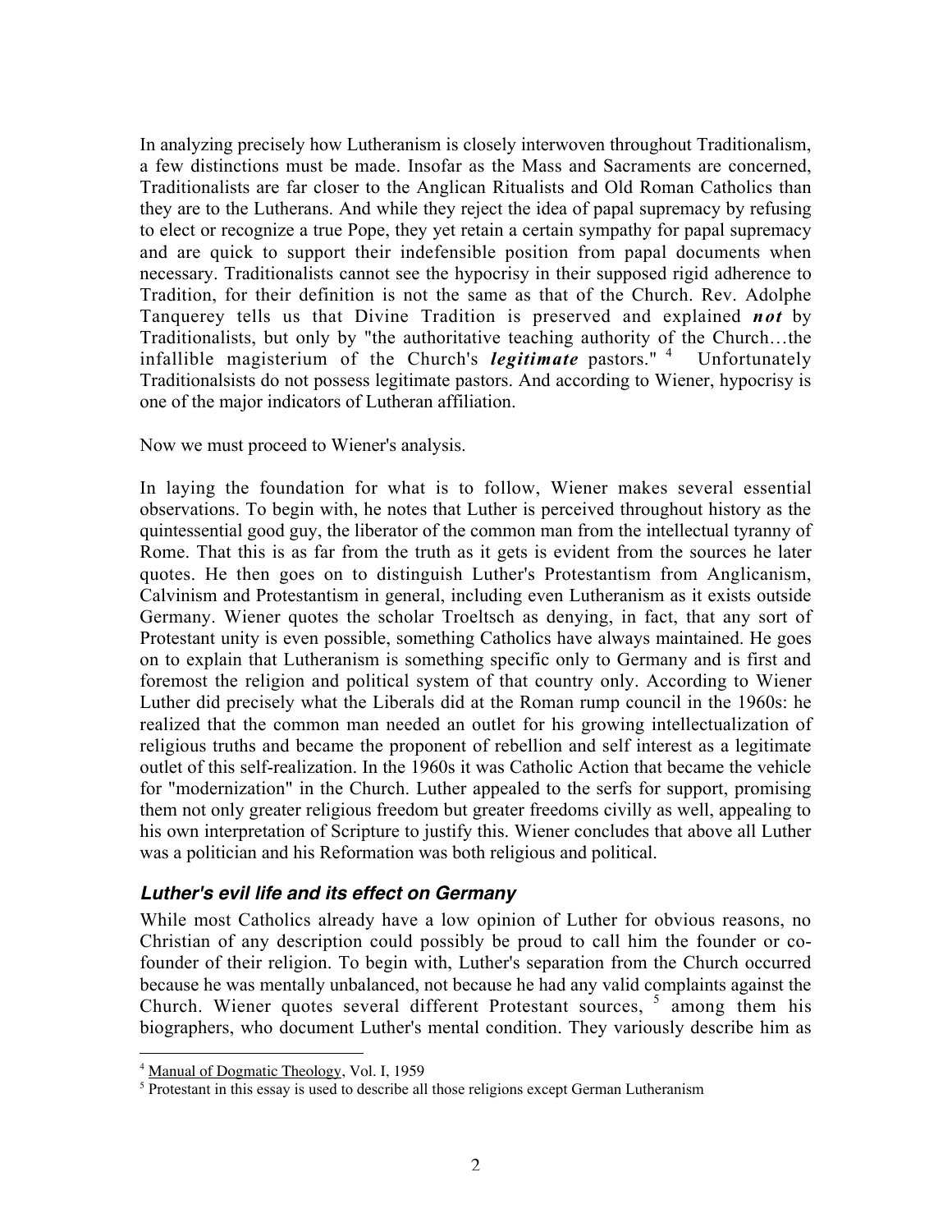In analyzing precisely how Lutheranism is closely interwoven throughout Traditionalism, a few distinctions must be made. Insofar as the Mass and Sacraments are concerned, Traditionalists are far closer to the Anglican Ritualists and Old Roman Catholics than they are to the Lutherans. And while they reject the idea of papal supremacy by refusing to elect or recognize a true Pope, they yet retain a certain sympathy for papal supremacy and are quick to support their indefensible position from papal documents when necessary. Traditionalists cannot see the hypocrisy in their supposed rigid adherence to Tradition, for their definition is not the same as that of the Church. Rev. Adolphe Tanquerey tells us that Divine Tradition is preserved and explained ***not*** by Traditionalists, but only by "the authoritative teaching authority of the Church…the infallible magisterium of the Church's ***legitimate*** pastors." [4] Unfortunately Traditionalsists do not possess legitimate pastors. And according to Wiener, hypocrisy is one of the major indicators of Lutheran affiliation.

Now we must proceed to Wiener's analysis.

In laying the foundation for what is to follow, Wiener makes several essential observations. To begin with, he notes that Luther is perceived throughout history as the quintessential good guy, the liberator of the common man from the intellectual tyranny of Rome. That this is as far from the truth as it gets is evident from the sources he later quotes. He then goes on to distinguish Luther's Protestantism from Anglicanism, Calvinism and Protestantism in general, including even Lutheranism as it exists outside Germany. Wiener quotes the scholar Troeltsch as denying, in fact, that any sort of Protestant unity is even possible, something Catholics have always maintained. He goes on to explain that Lutheranism is something specific only to Germany and is first and foremost the religion and political system of that country only. According to Wiener Luther did precisely what the Liberals did at the Roman rump council in the 1960s: he realized that the common man needed an outlet for his growing intellectualization of religious truths and became the proponent of rebellion and self interest as a legitimate outlet of this self-realization. In the 1960s it was Catholic Action that became the vehicle for "modernization" in the Church. Luther appealed to the serfs for support, promising them not only greater religious freedom but greater freedoms civilly as well, appealing to his own interpretation of Scripture to justify this. Wiener concludes that above all Luther was a politician and his Reformation was both religious and political.

### *Luther's evil life and its effect on Germany*

While most Catholics already have a low opinion of Luther for obvious reasons, no Christian of any description could possibly be proud to call him the founder or co-founder of their religion. To begin with, Luther's separation from the Church occurred because he was mentally unbalanced, not because he had any valid complaints against the Church. Wiener quotes several different Protestant sources, [5] among them his biographers, who document Luther's mental condition. They variously describe him as

[4] Manual of Dogmatic Theology, Vol. I, 1959

[5] Protestant in this essay is used to describe all those religions except German Lutheranism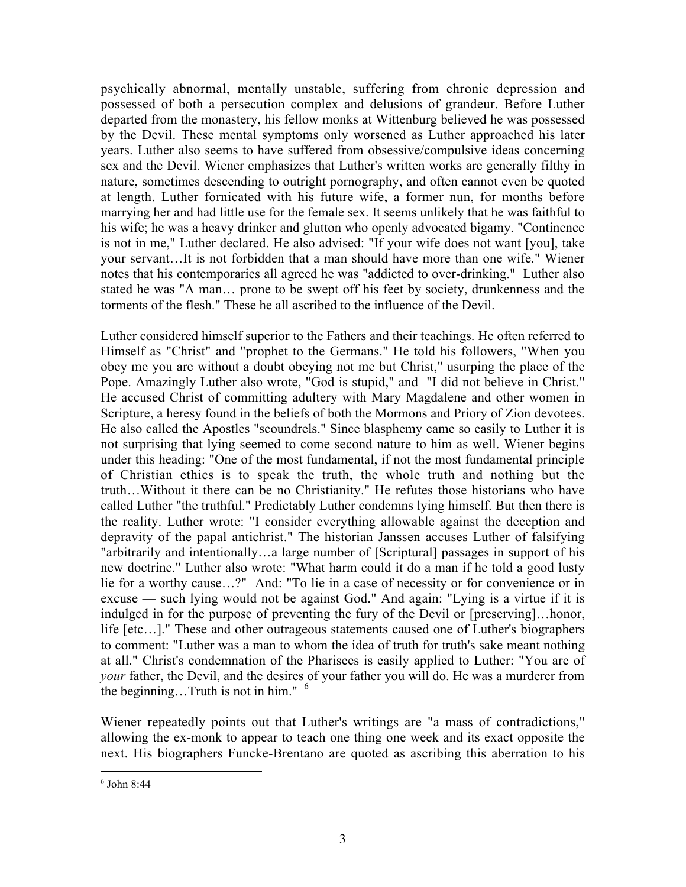psychically abnormal, mentally unstable, suffering from chronic depression and possessed of both a persecution complex and delusions of grandeur. Before Luther departed from the monastery, his fellow monks at Wittenburg believed he was possessed by the Devil. These mental symptoms only worsened as Luther approached his later years. Luther also seems to have suffered from obsessive/compulsive ideas concerning sex and the Devil. Wiener emphasizes that Luther's written works are generally filthy in nature, sometimes descending to outright pornography, and often cannot even be quoted at length. Luther fornicated with his future wife, a former nun, for months before marrying her and had little use for the female sex. It seems unlikely that he was faithful to his wife; he was a heavy drinker and glutton who openly advocated bigamy. "Continence is not in me," Luther declared. He also advised: "If your wife does not want [you], take your servant…It is not forbidden that a man should have more than one wife." Wiener notes that his contemporaries all agreed he was "addicted to over-drinking." Luther also stated he was "A man… prone to be swept off his feet by society, drunkenness and the torments of the flesh." These he all ascribed to the influence of the Devil.

Luther considered himself superior to the Fathers and their teachings. He often referred to Himself as "Christ" and "prophet to the Germans." He told his followers, "When you obey me you are without a doubt obeying not me but Christ," usurping the place of the Pope. Amazingly Luther also wrote, "God is stupid," and "I did not believe in Christ." He accused Christ of committing adultery with Mary Magdalene and other women in Scripture, a heresy found in the beliefs of both the Mormons and Priory of Zion devotees. He also called the Apostles "scoundrels." Since blasphemy came so easily to Luther it is not surprising that lying seemed to come second nature to him as well. Wiener begins under this heading: "One of the most fundamental, if not the most fundamental principle of Christian ethics is to speak the truth, the whole truth and nothing but the truth…Without it there can be no Christianity." He refutes those historians who have called Luther "the truthful." Predictably Luther condemns lying himself. But then there is the reality. Luther wrote: "I consider everything allowable against the deception and depravity of the papal antichrist." The historian Janssen accuses Luther of falsifying "arbitrarily and intentionally…a large number of [Scriptural] passages in support of his new doctrine." Luther also wrote: "What harm could it do a man if he told a good lusty lie for a worthy cause…?" And: "To lie in a case of necessity or for convenience or in excuse — such lying would not be against God." And again: "Lying is a virtue if it is indulged in for the purpose of preventing the fury of the Devil or [preserving]…honor, life [etc…]." These and other outrageous statements caused one of Luther's biographers to comment: "Luther was a man to whom the idea of truth for truth's sake meant nothing at all." Christ's condemnation of the Pharisees is easily applied to Luther: "You are of *your* father, the Devil, and the desires of your father you will do. He was a murderer from the beginning…Truth is not in him." [6]

Wiener repeatedly points out that Luther's writings are "a mass of contradictions," allowing the ex-monk to appear to teach one thing one week and its exact opposite the next. His biographers Funcke-Brentano are quoted as ascribing this aberration to his

---

[6] John 8:44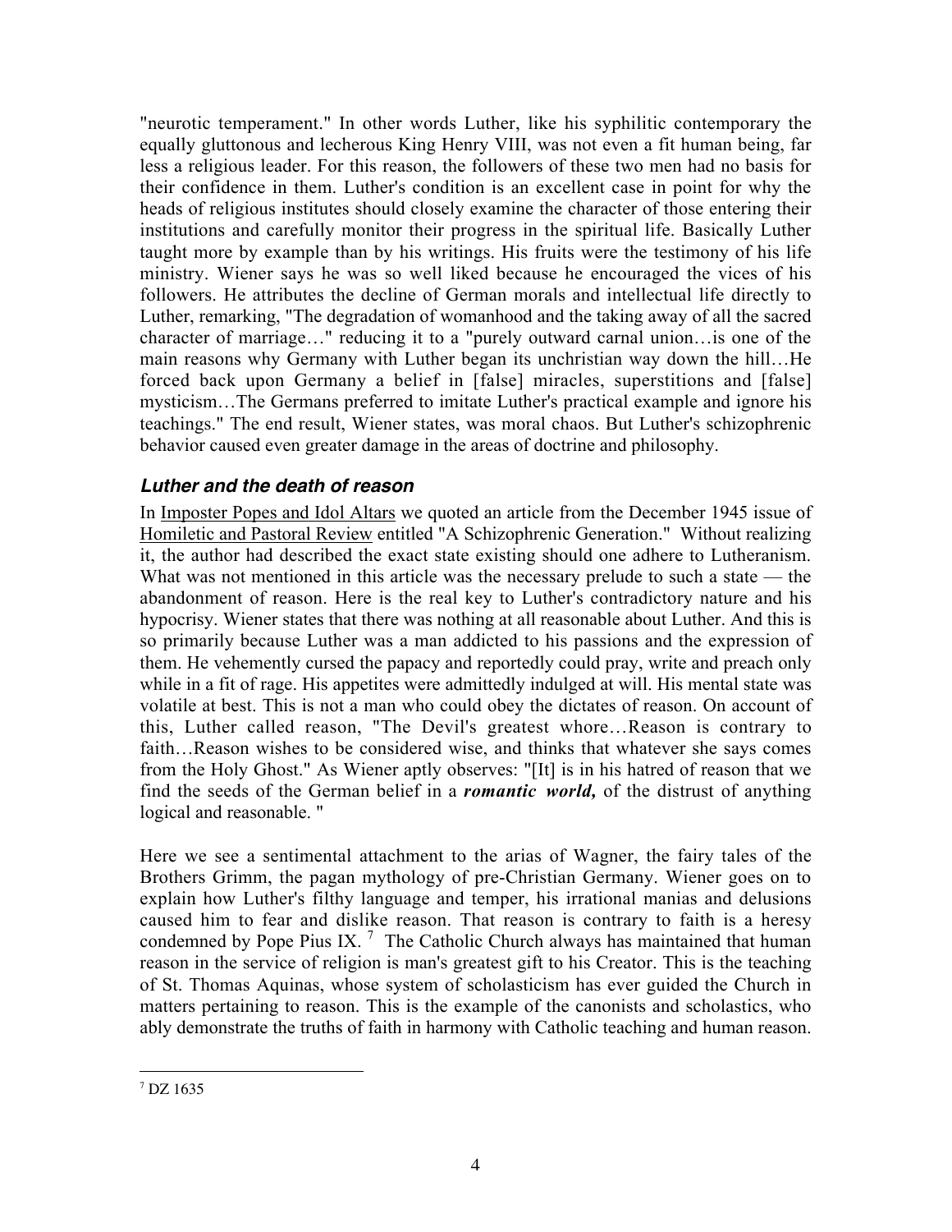"neurotic temperament." In other words Luther, like his syphilitic contemporary the equally gluttonous and lecherous King Henry VIII, was not even a fit human being, far less a religious leader. For this reason, the followers of these two men had no basis for their confidence in them. Luther's condition is an excellent case in point for why the heads of religious institutes should closely examine the character of those entering their institutions and carefully monitor their progress in the spiritual life. Basically Luther taught more by example than by his writings. His fruits were the testimony of his life ministry. Wiener says he was so well liked because he encouraged the vices of his followers. He attributes the decline of German morals and intellectual life directly to Luther, remarking, "The degradation of womanhood and the taking away of all the sacred character of marriage…" reducing it to a "purely outward carnal union…is one of the main reasons why Germany with Luther began its unchristian way down the hill…He forced back upon Germany a belief in [false] miracles, superstitions and [false] mysticism…The Germans preferred to imitate Luther's practical example and ignore his teachings." The end result, Wiener states, was moral chaos. But Luther's schizophrenic behavior caused even greater damage in the areas of doctrine and philosophy.

### *Luther and the death of reason*

In Imposter Popes and Idol Altars we quoted an article from the December 1945 issue of Homiletic and Pastoral Review entitled "A Schizophrenic Generation." Without realizing it, the author had described the exact state existing should one adhere to Lutheranism. What was not mentioned in this article was the necessary prelude to such a state — the abandonment of reason. Here is the real key to Luther's contradictory nature and his hypocrisy. Wiener states that there was nothing at all reasonable about Luther. And this is so primarily because Luther was a man addicted to his passions and the expression of them. He vehemently cursed the papacy and reportedly could pray, write and preach only while in a fit of rage. His appetites were admittedly indulged at will. His mental state was volatile at best. This is not a man who could obey the dictates of reason. On account of this, Luther called reason, "The Devil's greatest whore…Reason is contrary to faith…Reason wishes to be considered wise, and thinks that whatever she says comes from the Holy Ghost." As Wiener aptly observes: "[It] is in his hatred of reason that we find the seeds of the German belief in a ***romantic world,*** of the distrust of anything logical and reasonable. "

Here we see a sentimental attachment to the arias of Wagner, the fairy tales of the Brothers Grimm, the pagan mythology of pre-Christian Germany. Wiener goes on to explain how Luther's filthy language and temper, his irrational manias and delusions caused him to fear and dislike reason. That reason is contrary to faith is a heresy condemned by Pope Pius IX. [7] The Catholic Church always has maintained that human reason in the service of religion is man's greatest gift to his Creator. This is the teaching of St. Thomas Aquinas, whose system of scholasticism has ever guided the Church in matters pertaining to reason. This is the example of the canonists and scholastics, who ably demonstrate the truths of faith in harmony with Catholic teaching and human reason.

---

[7] DZ 1635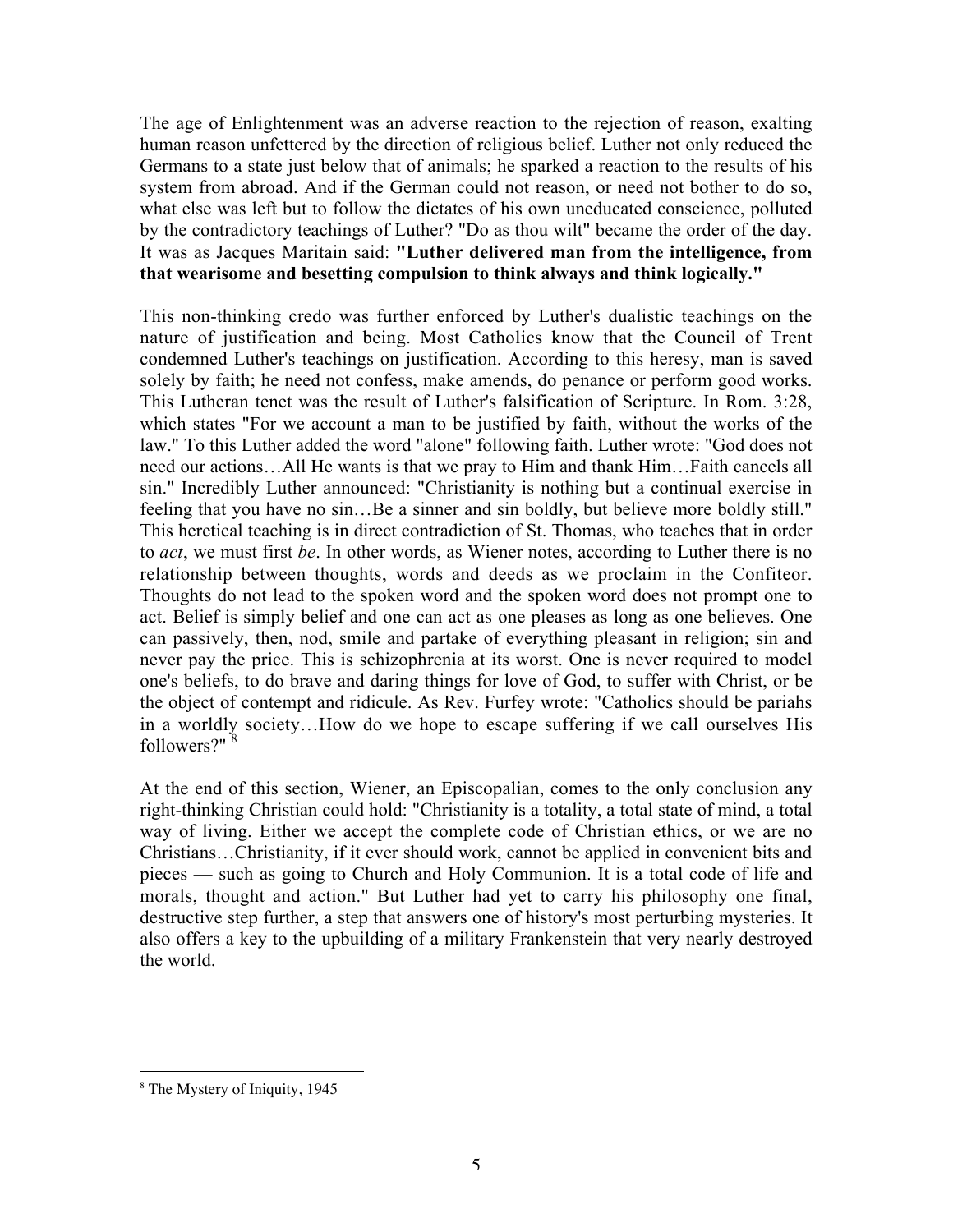The age of Enlightenment was an adverse reaction to the rejection of reason, exalting human reason unfettered by the direction of religious belief. Luther not only reduced the Germans to a state just below that of animals; he sparked a reaction to the results of his system from abroad. And if the German could not reason, or need not bother to do so, what else was left but to follow the dictates of his own uneducated conscience, polluted by the contradictory teachings of Luther? "Do as thou wilt" became the order of the day. It was as Jacques Maritain said: **"Luther delivered man from the intelligence, from that wearisome and besetting compulsion to think always and think logically."**

This non-thinking credo was further enforced by Luther's dualistic teachings on the nature of justification and being. Most Catholics know that the Council of Trent condemned Luther's teachings on justification. According to this heresy, man is saved solely by faith; he need not confess, make amends, do penance or perform good works. This Lutheran tenet was the result of Luther's falsification of Scripture. In Rom. 3:28, which states "For we account a man to be justified by faith, without the works of the law." To this Luther added the word "alone" following faith. Luther wrote: "God does not need our actions…All He wants is that we pray to Him and thank Him…Faith cancels all sin." Incredibly Luther announced: "Christianity is nothing but a continual exercise in feeling that you have no sin…Be a sinner and sin boldly, but believe more boldly still." This heretical teaching is in direct contradiction of St. Thomas, who teaches that in order to *act*, we must first *be*. In other words, as Wiener notes, according to Luther there is no relationship between thoughts, words and deeds as we proclaim in the Confiteor. Thoughts do not lead to the spoken word and the spoken word does not prompt one to act. Belief is simply belief and one can act as one pleases as long as one believes. One can passively, then, nod, smile and partake of everything pleasant in religion; sin and never pay the price. This is schizophrenia at its worst. One is never required to model one's beliefs, to do brave and daring things for love of God, to suffer with Christ, or be the object of contempt and ridicule. As Rev. Furfey wrote: "Catholics should be pariahs in a worldly society…How do we hope to escape suffering if we call ourselves His followers?" [8]

At the end of this section, Wiener, an Episcopalian, comes to the only conclusion any right-thinking Christian could hold: "Christianity is a totality, a total state of mind, a total way of living. Either we accept the complete code of Christian ethics, or we are no Christians…Christianity, if it ever should work, cannot be applied in convenient bits and pieces — such as going to Church and Holy Communion. It is a total code of life and morals, thought and action." But Luther had yet to carry his philosophy one final, destructive step further, a step that answers one of history's most perturbing mysteries. It also offers a key to the upbuilding of a military Frankenstein that very nearly destroyed the world.

---

[8] The Mystery of Iniquity, 1945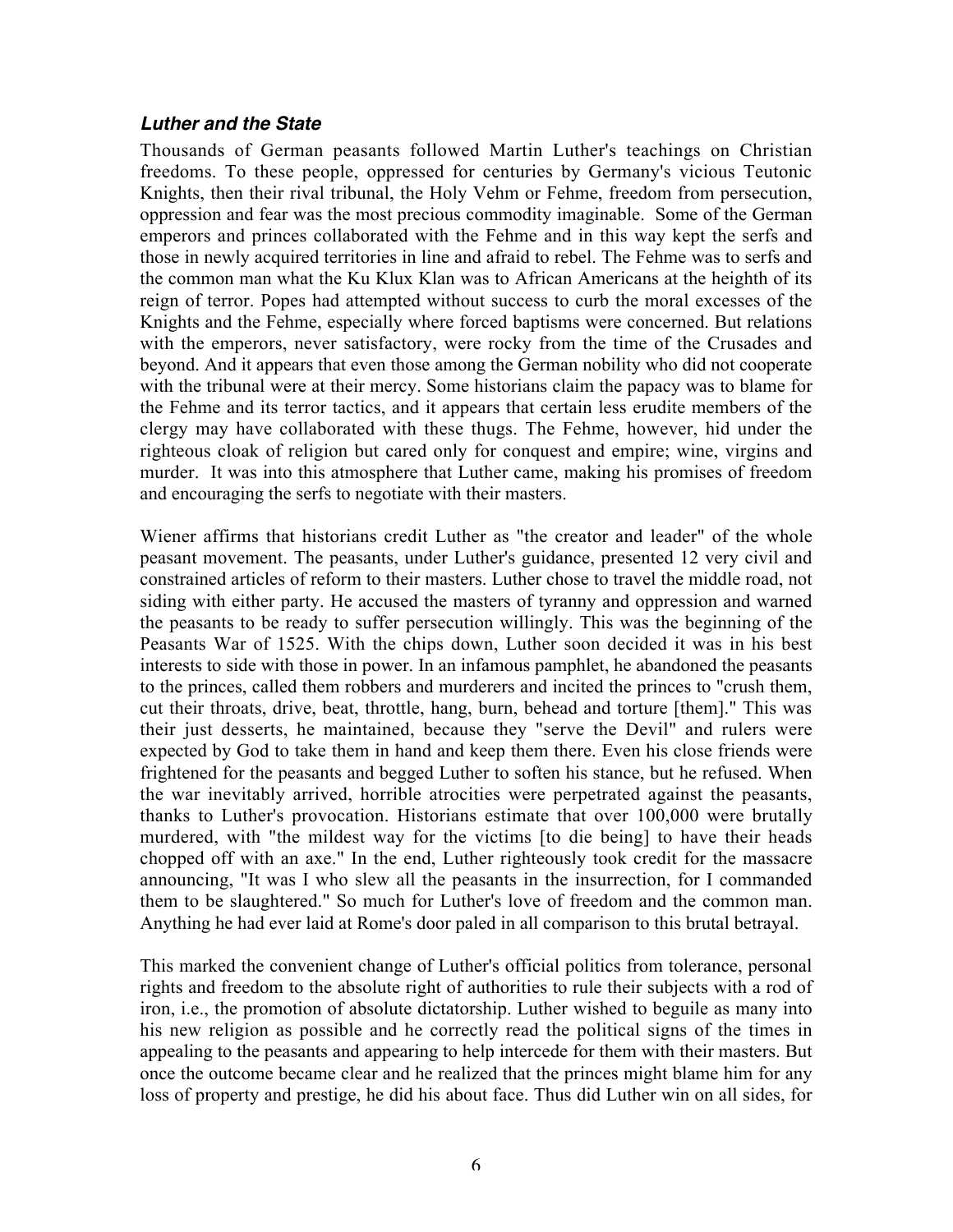### *Luther and the State*

Thousands of German peasants followed Martin Luther's teachings on Christian freedoms. To these people, oppressed for centuries by Germany's vicious Teutonic Knights, then their rival tribunal, the Holy Vehm or Fehme, freedom from persecution, oppression and fear was the most precious commodity imaginable. Some of the German emperors and princes collaborated with the Fehme and in this way kept the serfs and those in newly acquired territories in line and afraid to rebel. The Fehme was to serfs and the common man what the Ku Klux Klan was to African Americans at the heighth of its reign of terror. Popes had attempted without success to curb the moral excesses of the Knights and the Fehme, especially where forced baptisms were concerned. But relations with the emperors, never satisfactory, were rocky from the time of the Crusades and beyond. And it appears that even those among the German nobility who did not cooperate with the tribunal were at their mercy. Some historians claim the papacy was to blame for the Fehme and its terror tactics, and it appears that certain less erudite members of the clergy may have collaborated with these thugs. The Fehme, however, hid under the righteous cloak of religion but cared only for conquest and empire; wine, virgins and murder. It was into this atmosphere that Luther came, making his promises of freedom and encouraging the serfs to negotiate with their masters.

Wiener affirms that historians credit Luther as "the creator and leader" of the whole peasant movement. The peasants, under Luther's guidance, presented 12 very civil and constrained articles of reform to their masters. Luther chose to travel the middle road, not siding with either party. He accused the masters of tyranny and oppression and warned the peasants to be ready to suffer persecution willingly. This was the beginning of the Peasants War of 1525. With the chips down, Luther soon decided it was in his best interests to side with those in power. In an infamous pamphlet, he abandoned the peasants to the princes, called them robbers and murderers and incited the princes to "crush them, cut their throats, drive, beat, throttle, hang, burn, behead and torture [them]." This was their just desserts, he maintained, because they "serve the Devil" and rulers were expected by God to take them in hand and keep them there. Even his close friends were frightened for the peasants and begged Luther to soften his stance, but he refused. When the war inevitably arrived, horrible atrocities were perpetrated against the peasants, thanks to Luther's provocation. Historians estimate that over 100,000 were brutally murdered, with "the mildest way for the victims [to die being] to have their heads chopped off with an axe." In the end, Luther righteously took credit for the massacre announcing, "It was I who slew all the peasants in the insurrection, for I commanded them to be slaughtered." So much for Luther's love of freedom and the common man. Anything he had ever laid at Rome's door paled in all comparison to this brutal betrayal.

This marked the convenient change of Luther's official politics from tolerance, personal rights and freedom to the absolute right of authorities to rule their subjects with a rod of iron, i.e., the promotion of absolute dictatorship. Luther wished to beguile as many into his new religion as possible and he correctly read the political signs of the times in appealing to the peasants and appearing to help intercede for them with their masters. But once the outcome became clear and he realized that the princes might blame him for any loss of property and prestige, he did his about face. Thus did Luther win on all sides, for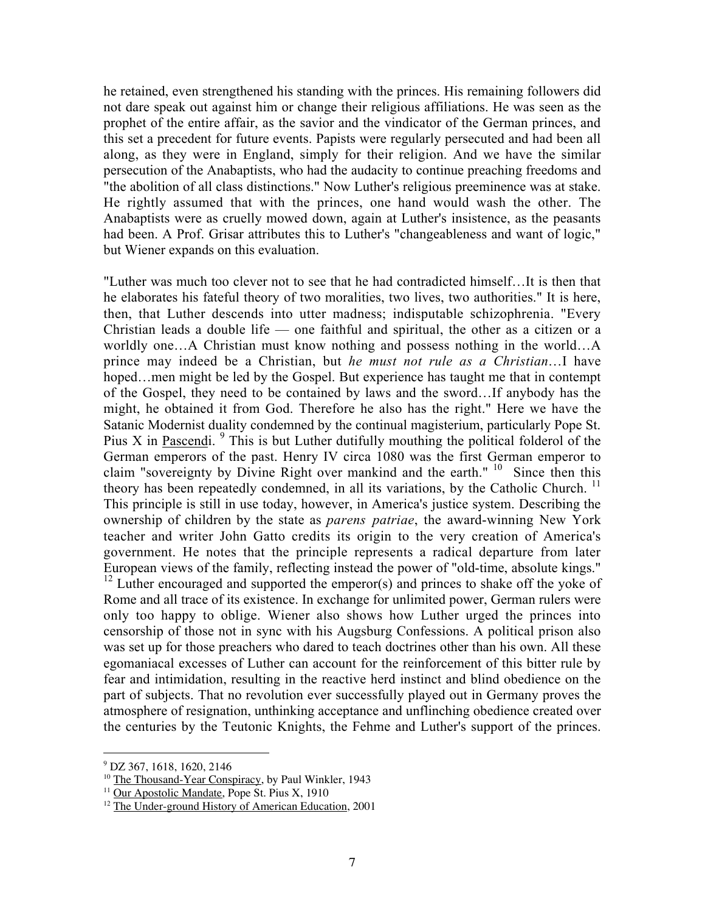he retained, even strengthened his standing with the princes. His remaining followers did not dare speak out against him or change their religious affiliations. He was seen as the prophet of the entire affair, as the savior and the vindicator of the German princes, and this set a precedent for future events. Papists were regularly persecuted and had been all along, as they were in England, simply for their religion. And we have the similar persecution of the Anabaptists, who had the audacity to continue preaching freedoms and "the abolition of all class distinctions." Now Luther's religious preeminence was at stake. He rightly assumed that with the princes, one hand would wash the other. The Anabaptists were as cruelly mowed down, again at Luther's insistence, as the peasants had been. A Prof. Grisar attributes this to Luther's "changeableness and want of logic," but Wiener expands on this evaluation.

"Luther was much too clever not to see that he had contradicted himself…It is then that he elaborates his fateful theory of two moralities, two lives, two authorities." It is here, then, that Luther descends into utter madness; indisputable schizophrenia. "Every Christian leads a double life — one faithful and spiritual, the other as a citizen or a worldly one…A Christian must know nothing and possess nothing in the world…A prince may indeed be a Christian, but *he must not rule as a Christian*…I have hoped…men might be led by the Gospel. But experience has taught me that in contempt of the Gospel, they need to be contained by laws and the sword…If anybody has the might, he obtained it from God. Therefore he also has the right." Here we have the Satanic Modernist duality condemned by the continual magisterium, particularly Pope St. Pius X in Pascendi. [9] This is but Luther dutifully mouthing the political folderol of the German emperors of the past. Henry IV circa 1080 was the first German emperor to claim "sovereignty by Divine Right over mankind and the earth." [10] Since then this theory has been repeatedly condemned, in all its variations, by the Catholic Church. [11] This principle is still in use today, however, in America's justice system. Describing the ownership of children by the state as *parens patriae*, the award-winning New York teacher and writer John Gatto credits its origin to the very creation of America's government. He notes that the principle represents a radical departure from later European views of the family, reflecting instead the power of "old-time, absolute kings." [12] Luther encouraged and supported the emperor(s) and princes to shake off the yoke of Rome and all trace of its existence. In exchange for unlimited power, German rulers were only too happy to oblige. Wiener also shows how Luther urged the princes into censorship of those not in sync with his Augsburg Confessions. A political prison also was set up for those preachers who dared to teach doctrines other than his own. All these egomaniacal excesses of Luther can account for the reinforcement of this bitter rule by fear and intimidation, resulting in the reactive herd instinct and blind obedience on the part of subjects. That no revolution ever successfully played out in Germany proves the atmosphere of resignation, unthinking acceptance and unflinching obedience created over the centuries by the Teutonic Knights, the Fehme and Luther's support of the princes.

---

[9] DZ 367, 1618, 1620, 2146

[10] The Thousand-Year Conspiracy, by Paul Winkler, 1943

[11] Our Apostolic Mandate, Pope St. Pius X, 1910

[12] The Under-ground History of American Education, 2001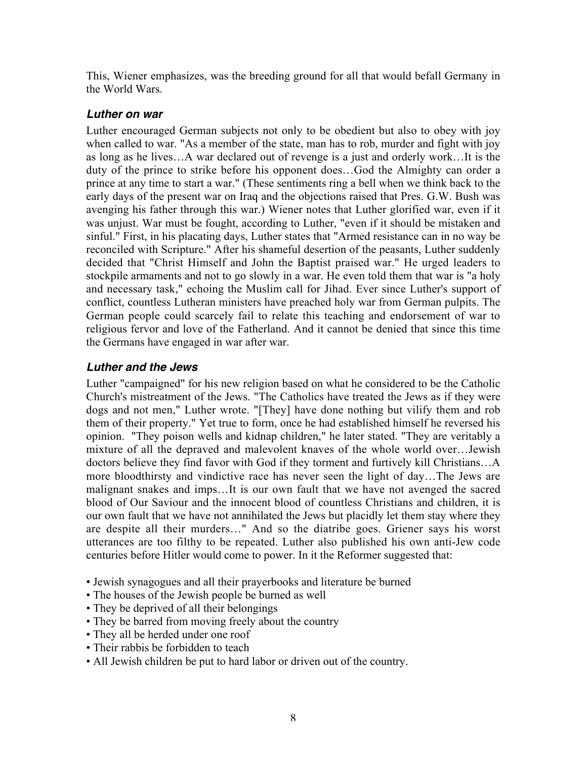This, Wiener emphasizes, was the breeding ground for all that would befall Germany in the World Wars.

### *Luther on war*

Luther encouraged German subjects not only to be obedient but also to obey with joy when called to war. "As a member of the state, man has to rob, murder and fight with joy as long as he lives…A war declared out of revenge is a just and orderly work…It is the duty of the prince to strike before his opponent does…God the Almighty can order a prince at any time to start a war." (These sentiments ring a bell when we think back to the early days of the present war on Iraq and the objections raised that Pres. G.W. Bush was avenging his father through this war.) Wiener notes that Luther glorified war, even if it was unjust. War must be fought, according to Luther, "even if it should be mistaken and sinful." First, in his placating days, Luther states that "Armed resistance can in no way be reconciled with Scripture." After his shameful desertion of the peasants, Luther suddenly decided that "Christ Himself and John the Baptist praised war." He urged leaders to stockpile armaments and not to go slowly in a war. He even told them that war is "a holy and necessary task," echoing the Muslim call for Jihad. Ever since Luther's support of conflict, countless Lutheran ministers have preached holy war from German pulpits. The German people could scarcely fail to relate this teaching and endorsement of war to religious fervor and love of the Fatherland. And it cannot be denied that since this time the Germans have engaged in war after war.

### *Luther and the Jews*

Luther "campaigned" for his new religion based on what he considered to be the Catholic Church's mistreatment of the Jews. "The Catholics have treated the Jews as if they were dogs and not men," Luther wrote. "[They] have done nothing but vilify them and rob them of their property." Yet true to form, once he had established himself he reversed his opinion. "They poison wells and kidnap children," he later stated. "They are veritably a mixture of all the depraved and malevolent knaves of the whole world over…Jewish doctors believe they find favor with God if they torment and furtively kill Christians…A more bloodthirsty and vindictive race has never seen the light of day…The Jews are malignant snakes and imps…It is our own fault that we have not avenged the sacred blood of Our Saviour and the innocent blood of countless Christians and children, it is our own fault that we have not annihilated the Jews but placidly let them stay where they are despite all their murders…" And so the diatribe goes. Griener says his worst utterances are too filthy to be repeated. Luther also published his own anti-Jew code centuries before Hitler would come to power. In it the Reformer suggested that:

- Jewish synagogues and all their prayerbooks and literature be burned
- The houses of the Jewish people be burned as well
- They be deprived of all their belongings
- They be barred from moving freely about the country
- They all be herded under one roof
- Their rabbis be forbidden to teach
- All Jewish children be put to hard labor or driven out of the country.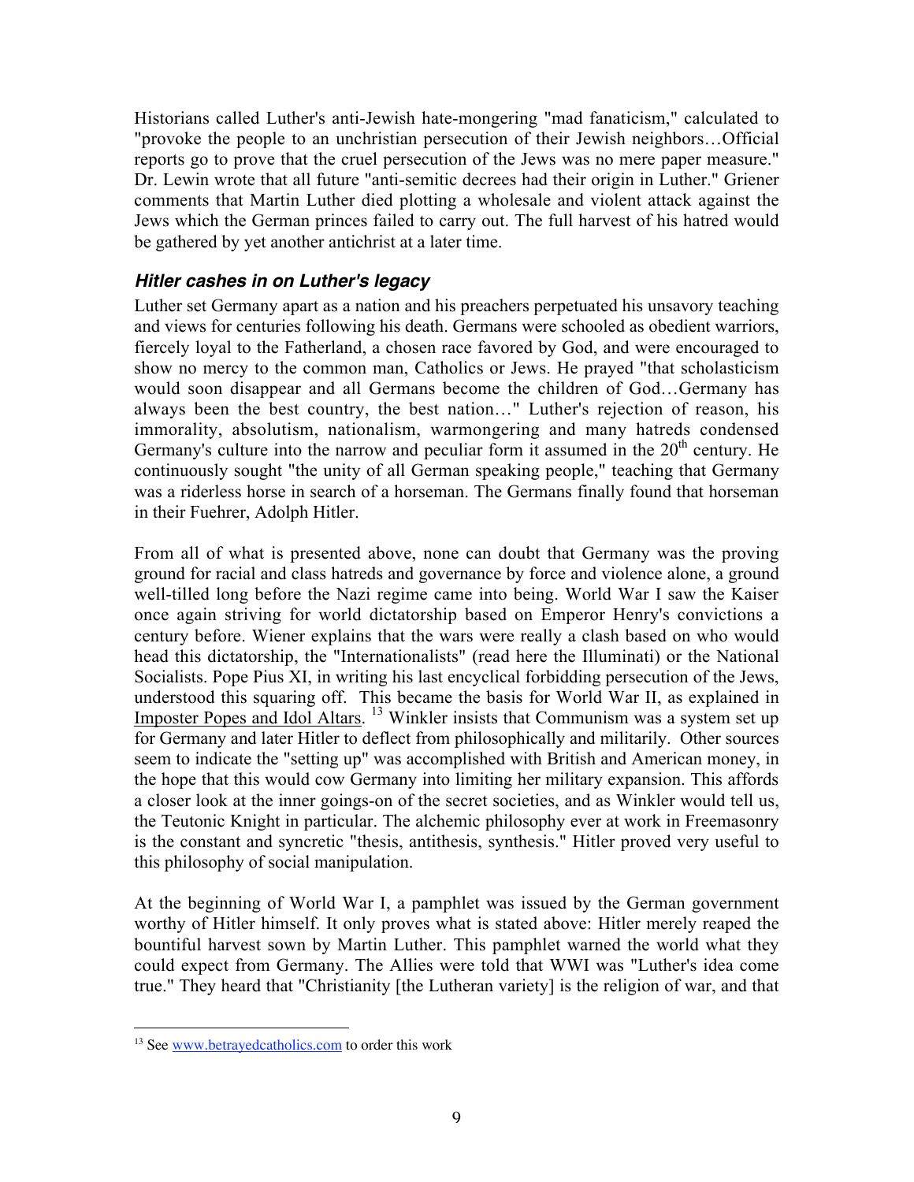Historians called Luther's anti-Jewish hate-mongering "mad fanaticism," calculated to "provoke the people to an unchristian persecution of their Jewish neighbors…Official reports go to prove that the cruel persecution of the Jews was no mere paper measure." Dr. Lewin wrote that all future "anti-semitic decrees had their origin in Luther." Griener comments that Martin Luther died plotting a wholesale and violent attack against the Jews which the German princes failed to carry out. The full harvest of his hatred would be gathered by yet another antichrist at a later time.

### *Hitler cashes in on Luther's legacy*

Luther set Germany apart as a nation and his preachers perpetuated his unsavory teaching and views for centuries following his death. Germans were schooled as obedient warriors, fiercely loyal to the Fatherland, a chosen race favored by God, and were encouraged to show no mercy to the common man, Catholics or Jews. He prayed "that scholasticism would soon disappear and all Germans become the children of God…Germany has always been the best country, the best nation…" Luther's rejection of reason, his immorality, absolutism, nationalism, warmongering and many hatreds condensed Germany's culture into the narrow and peculiar form it assumed in the 20th century. He continuously sought "the unity of all German speaking people," teaching that Germany was a riderless horse in search of a horseman. The Germans finally found that horseman in their Fuehrer, Adolph Hitler.

From all of what is presented above, none can doubt that Germany was the proving ground for racial and class hatreds and governance by force and violence alone, a ground well-tilled long before the Nazi regime came into being. World War I saw the Kaiser once again striving for world dictatorship based on Emperor Henry's convictions a century before. Wiener explains that the wars were really a clash based on who would head this dictatorship, the "Internationalists" (read here the Illuminati) or the National Socialists. Pope Pius XI, in writing his last encyclical forbidding persecution of the Jews, understood this squaring off. This became the basis for World War II, as explained in Imposter Popes and Idol Altars. [13] Winkler insists that Communism was a system set up for Germany and later Hitler to deflect from philosophically and militarily. Other sources seem to indicate the "setting up" was accomplished with British and American money, in the hope that this would cow Germany into limiting her military expansion. This affords a closer look at the inner goings-on of the secret societies, and as Winkler would tell us, the Teutonic Knight in particular. The alchemic philosophy ever at work in Freemasonry is the constant and syncretic "thesis, antithesis, synthesis." Hitler proved very useful to this philosophy of social manipulation.

At the beginning of World War I, a pamphlet was issued by the German government worthy of Hitler himself. It only proves what is stated above: Hitler merely reaped the bountiful harvest sown by Martin Luther. This pamphlet warned the world what they could expect from Germany. The Allies were told that WWI was "Luther's idea come true." They heard that "Christianity [the Lutheran variety] is the religion of war, and that

---

[13] See www.betrayedcatholics.com to order this work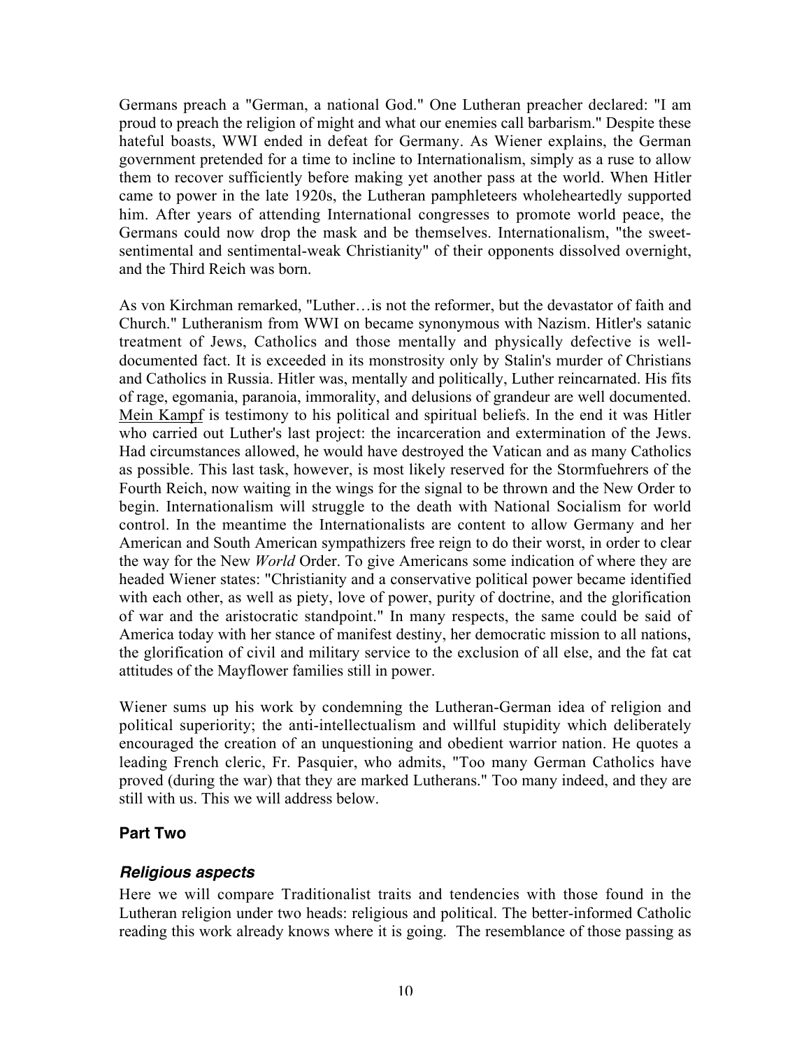Germans preach a "German, a national God." One Lutheran preacher declared: "I am proud to preach the religion of might and what our enemies call barbarism." Despite these hateful boasts, WWI ended in defeat for Germany. As Wiener explains, the German government pretended for a time to incline to Internationalism, simply as a ruse to allow them to recover sufficiently before making yet another pass at the world. When Hitler came to power in the late 1920s, the Lutheran pamphleteers wholeheartedly supported him. After years of attending International congresses to promote world peace, the Germans could now drop the mask and be themselves. Internationalism, "the sweet-sentimental and sentimental-weak Christianity" of their opponents dissolved overnight, and the Third Reich was born.

As von Kirchman remarked, "Luther…is not the reformer, but the devastator of faith and Church." Lutheranism from WWI on became synonymous with Nazism. Hitler's satanic treatment of Jews, Catholics and those mentally and physically defective is well-documented fact. It is exceeded in its monstrosity only by Stalin's murder of Christians and Catholics in Russia. Hitler was, mentally and politically, Luther reincarnated. His fits of rage, egomania, paranoia, immorality, and delusions of grandeur are well documented. Mein Kampf is testimony to his political and spiritual beliefs. In the end it was Hitler who carried out Luther's last project: the incarceration and extermination of the Jews. Had circumstances allowed, he would have destroyed the Vatican and as many Catholics as possible. This last task, however, is most likely reserved for the Stormfuehrers of the Fourth Reich, now waiting in the wings for the signal to be thrown and the New Order to begin. Internationalism will struggle to the death with National Socialism for world control. In the meantime the Internationalists are content to allow Germany and her American and South American sympathizers free reign to do their worst, in order to clear the way for the New *World* Order. To give Americans some indication of where they are headed Wiener states: "Christianity and a conservative political power became identified with each other, as well as piety, love of power, purity of doctrine, and the glorification of war and the aristocratic standpoint." In many respects, the same could be said of America today with her stance of manifest destiny, her democratic mission to all nations, the glorification of civil and military service to the exclusion of all else, and the fat cat attitudes of the Mayflower families still in power.

Wiener sums up his work by condemning the Lutheran-German idea of religion and political superiority; the anti-intellectualism and willful stupidity which deliberately encouraged the creation of an unquestioning and obedient warrior nation. He quotes a leading French cleric, Fr. Pasquier, who admits, "Too many German Catholics have proved (during the war) that they are marked Lutherans." Too many indeed, and they are still with us. This we will address below.

## Part Two

### *Religious aspects*

Here we will compare Traditionalist traits and tendencies with those found in the Lutheran religion under two heads: religious and political. The better-informed Catholic reading this work already knows where it is going. The resemblance of those passing as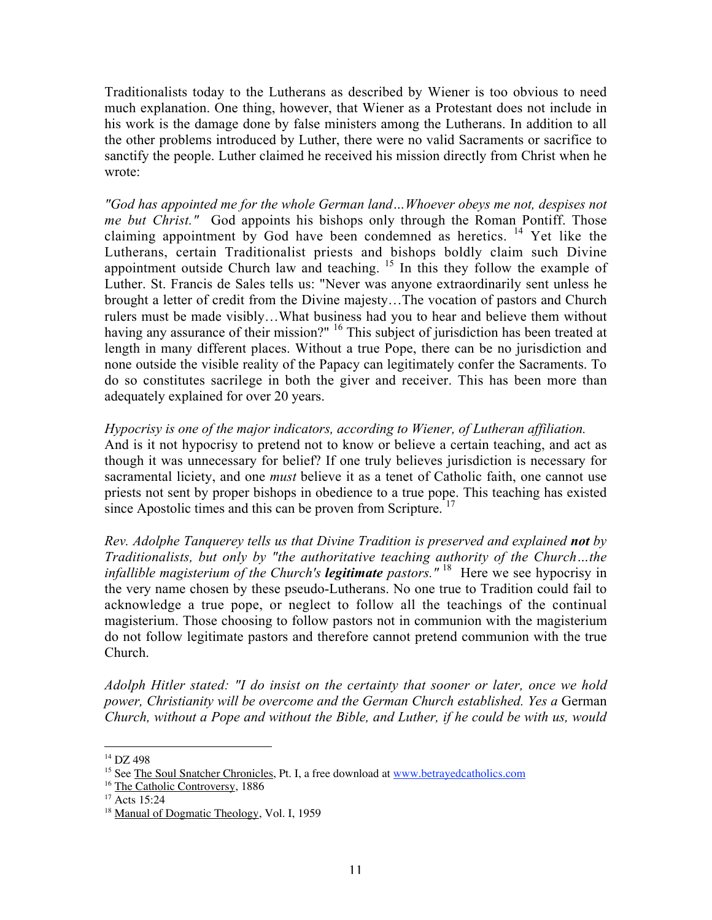Traditionalists today to the Lutherans as described by Wiener is too obvious to need much explanation. One thing, however, that Wiener as a Protestant does not include in his work is the damage done by false ministers among the Lutherans. In addition to all the other problems introduced by Luther, there were no valid Sacraments or sacrifice to sanctify the people. Luther claimed he received his mission directly from Christ when he wrote:

*"God has appointed me for the whole German land…Whoever obeys me not, despises not me but Christ."* God appoints his bishops only through the Roman Pontiff. Those claiming appointment by God have been condemned as heretics. [14] Yet like the Lutherans, certain Traditionalist priests and bishops boldly claim such Divine appointment outside Church law and teaching. [15] In this they follow the example of Luther. St. Francis de Sales tells us: "Never was anyone extraordinarily sent unless he brought a letter of credit from the Divine majesty…The vocation of pastors and Church rulers must be made visibly…What business had you to hear and believe them without having any assurance of their mission?" [16] This subject of jurisdiction has been treated at length in many different places. Without a true Pope, there can be no jurisdiction and none outside the visible reality of the Papacy can legitimately confer the Sacraments. To do so constitutes sacrilege in both the giver and receiver. This has been more than adequately explained for over 20 years.

*Hypocrisy is one of the major indicators, according to Wiener, of Lutheran affiliation.* And is it not hypocrisy to pretend not to know or believe a certain teaching, and act as though it was unnecessary for belief? If one truly believes jurisdiction is necessary for sacramental liceity, and one *must* believe it as a tenet of Catholic faith, one cannot use priests not sent by proper bishops in obedience to a true pope. This teaching has existed since Apostolic times and this can be proven from Scripture. [17]

*Rev. Adolphe Tanquerey tells us that Divine Tradition is preserved and explained* ***not*** *by Traditionalists, but only by "the authoritative teaching authority of the Church…the infallible magisterium of the Church's* ***legitimate*** *pastors."* [18] Here we see hypocrisy in the very name chosen by these pseudo-Lutherans. No one true to Tradition could fail to acknowledge a true pope, or neglect to follow all the teachings of the continual magisterium. Those choosing to follow pastors not in communion with the magisterium do not follow legitimate pastors and therefore cannot pretend communion with the true Church.

*Adolph Hitler stated: "I do insist on the certainty that sooner or later, once we hold power, Christianity will be overcome and the German Church established. Yes a* German *Church, without a Pope and without the Bible, and Luther, if he could be with us, would*

---

[14] DZ 498

[15] See The Soul Snatcher Chronicles, Pt. I, a free download at www.betrayedcatholics.com

[16] The Catholic Controversy, 1886

[17] Acts 15:24

[18] Manual of Dogmatic Theology, Vol. I, 1959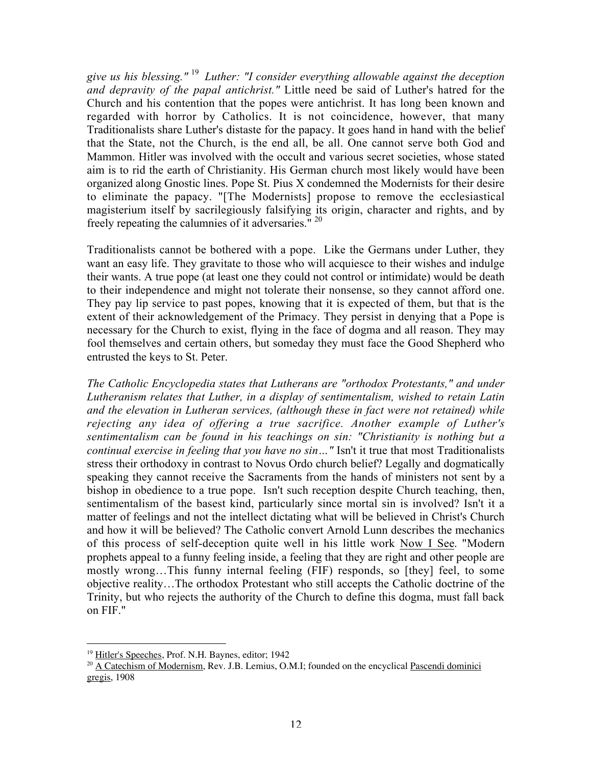*give us his blessing."* [19] *Luther: "I consider everything allowable against the deception and depravity of the papal antichrist."* Little need be said of Luther's hatred for the Church and his contention that the popes were antichrist. It has long been known and regarded with horror by Catholics. It is not coincidence, however, that many Traditionalists share Luther's distaste for the papacy. It goes hand in hand with the belief that the State, not the Church, is the end all, be all. One cannot serve both God and Mammon. Hitler was involved with the occult and various secret societies, whose stated aim is to rid the earth of Christianity. His German church most likely would have been organized along Gnostic lines. Pope St. Pius X condemned the Modernists for their desire to eliminate the papacy. "[The Modernists] propose to remove the ecclesiastical magisterium itself by sacrilegiously falsifying its origin, character and rights, and by freely repeating the calumnies of it adversaries." [20]

Traditionalists cannot be bothered with a pope. Like the Germans under Luther, they want an easy life. They gravitate to those who will acquiesce to their wishes and indulge their wants. A true pope (at least one they could not control or intimidate) would be death to their independence and might not tolerate their nonsense, so they cannot afford one. They pay lip service to past popes, knowing that it is expected of them, but that is the extent of their acknowledgement of the Primacy. They persist in denying that a Pope is necessary for the Church to exist, flying in the face of dogma and all reason. They may fool themselves and certain others, but someday they must face the Good Shepherd who entrusted the keys to St. Peter.

*The Catholic Encyclopedia states that Lutherans are "orthodox Protestants," and under Lutheranism relates that Luther, in a display of sentimentalism, wished to retain Latin and the elevation in Lutheran services, (although these in fact were not retained) while rejecting any idea of offering a true sacrifice. Another example of Luther's sentimentalism can be found in his teachings on sin: "Christianity is nothing but a continual exercise in feeling that you have no sin…"* Isn't it true that most Traditionalists stress their orthodoxy in contrast to Novus Ordo church belief? Legally and dogmatically speaking they cannot receive the Sacraments from the hands of ministers not sent by a bishop in obedience to a true pope. Isn't such reception despite Church teaching, then, sentimentalism of the basest kind, particularly since mortal sin is involved? Isn't it a matter of feelings and not the intellect dictating what will be believed in Christ's Church and how it will be believed? The Catholic convert Arnold Lunn describes the mechanics of this process of self-deception quite well in his little work Now I See. "Modern prophets appeal to a funny feeling inside, a feeling that they are right and other people are mostly wrong…This funny internal feeling (FIF) responds, so [they] feel, to some objective reality…The orthodox Protestant who still accepts the Catholic doctrine of the Trinity, but who rejects the authority of the Church to define this dogma, must fall back on FIF."

---

[19] Hitler's Speeches, Prof. N.H. Baynes, editor; 1942

[20] A Catechism of Modernism, Rev. J.B. Lemius, O.M.I; founded on the encyclical Pascendi dominici gregis, 1908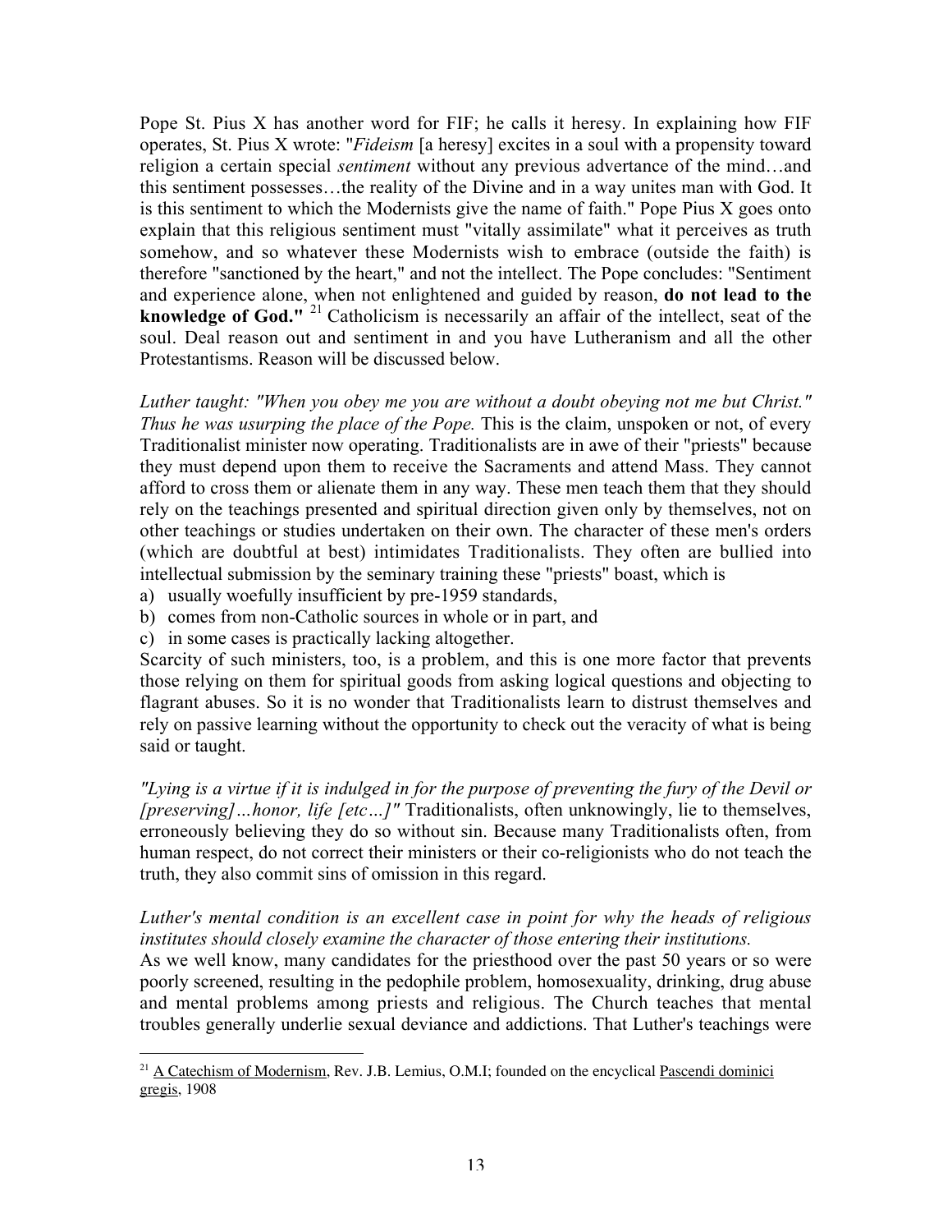Pope St. Pius X has another word for FIF; he calls it heresy. In explaining how FIF operates, St. Pius X wrote: "*Fideism* [a heresy] excites in a soul with a propensity toward religion a certain special *sentiment* without any previous advertance of the mind…and this sentiment possesses…the reality of the Divine and in a way unites man with God. It is this sentiment to which the Modernists give the name of faith." Pope Pius X goes onto explain that this religious sentiment must "vitally assimilate" what it perceives as truth somehow, and so whatever these Modernists wish to embrace (outside the faith) is therefore "sanctioned by the heart," and not the intellect. The Pope concludes: "Sentiment and experience alone, when not enlightened and guided by reason, **do not lead to the knowledge of God."** [21] Catholicism is necessarily an affair of the intellect, seat of the soul. Deal reason out and sentiment in and you have Lutheranism and all the other Protestantisms. Reason will be discussed below.

*Luther taught: "When you obey me you are without a doubt obeying not me but Christ." Thus he was usurping the place of the Pope.* This is the claim, unspoken or not, of every Traditionalist minister now operating. Traditionalists are in awe of their "priests" because they must depend upon them to receive the Sacraments and attend Mass. They cannot afford to cross them or alienate them in any way. These men teach them that they should rely on the teachings presented and spiritual direction given only by themselves, not on other teachings or studies undertaken on their own. The character of these men's orders (which are doubtful at best) intimidates Traditionalists. They often are bullied into intellectual submission by the seminary training these "priests" boast, which is

a) usually woefully insufficient by pre-1959 standards,
b) comes from non-Catholic sources in whole or in part, and
c) in some cases is practically lacking altogether.

Scarcity of such ministers, too, is a problem, and this is one more factor that prevents those relying on them for spiritual goods from asking logical questions and objecting to flagrant abuses. So it is no wonder that Traditionalists learn to distrust themselves and rely on passive learning without the opportunity to check out the veracity of what is being said or taught.

*"Lying is a virtue if it is indulged in for the purpose of preventing the fury of the Devil or [preserving]…honor, life [etc…]"* Traditionalists, often unknowingly, lie to themselves, erroneously believing they do so without sin. Because many Traditionalists often, from human respect, do not correct their ministers or their co-religionists who do not teach the truth, they also commit sins of omission in this regard.

*Luther's mental condition is an excellent case in point for why the heads of religious institutes should closely examine the character of those entering their institutions.*
As we well know, many candidates for the priesthood over the past 50 years or so were poorly screened, resulting in the pedophile problem, homosexuality, drinking, drug abuse and mental problems among priests and religious. The Church teaches that mental troubles generally underlie sexual deviance and addictions. That Luther's teachings were

---

[21] A Catechism of Modernism, Rev. J.B. Lemius, O.M.I; founded on the encyclical Pascendi dominici gregis, 1908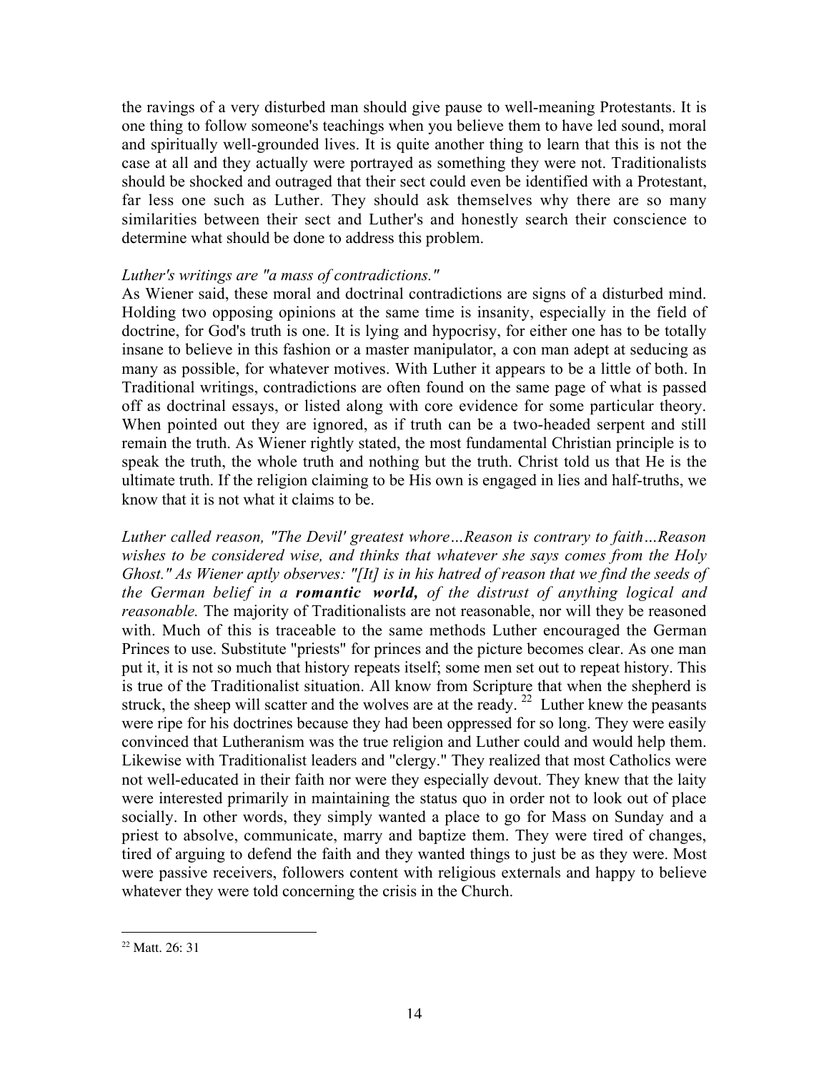the ravings of a very disturbed man should give pause to well-meaning Protestants. It is one thing to follow someone's teachings when you believe them to have led sound, moral and spiritually well-grounded lives. It is quite another thing to learn that this is not the case at all and they actually were portrayed as something they were not. Traditionalists should be shocked and outraged that their sect could even be identified with a Protestant, far less one such as Luther. They should ask themselves why there are so many similarities between their sect and Luther's and honestly search their conscience to determine what should be done to address this problem.

*Luther's writings are "a mass of contradictions."*
As Wiener said, these moral and doctrinal contradictions are signs of a disturbed mind. Holding two opposing opinions at the same time is insanity, especially in the field of doctrine, for God's truth is one. It is lying and hypocrisy, for either one has to be totally insane to believe in this fashion or a master manipulator, a con man adept at seducing as many as possible, for whatever motives. With Luther it appears to be a little of both. In Traditional writings, contradictions are often found on the same page of what is passed off as doctrinal essays, or listed along with core evidence for some particular theory. When pointed out they are ignored, as if truth can be a two-headed serpent and still remain the truth. As Wiener rightly stated, the most fundamental Christian principle is to speak the truth, the whole truth and nothing but the truth. Christ told us that He is the ultimate truth. If the religion claiming to be His own is engaged in lies and half-truths, we know that it is not what it claims to be.

*Luther called reason, "The Devil' greatest whore…Reason is contrary to faith…Reason wishes to be considered wise, and thinks that whatever she says comes from the Holy Ghost." As Wiener aptly observes: "[It] is in his hatred of reason that we find the seeds of the German belief in a **romantic world,** of the distrust of anything logical and reasonable.* The majority of Traditionalists are not reasonable, nor will they be reasoned with. Much of this is traceable to the same methods Luther encouraged the German Princes to use. Substitute "priests" for princes and the picture becomes clear. As one man put it, it is not so much that history repeats itself; some men set out to repeat history. This is true of the Traditionalist situation. All know from Scripture that when the shepherd is struck, the sheep will scatter and the wolves are at the ready. [22] Luther knew the peasants were ripe for his doctrines because they had been oppressed for so long. They were easily convinced that Lutheranism was the true religion and Luther could and would help them. Likewise with Traditionalist leaders and "clergy." They realized that most Catholics were not well-educated in their faith nor were they especially devout. They knew that the laity were interested primarily in maintaining the status quo in order not to look out of place socially. In other words, they simply wanted a place to go for Mass on Sunday and a priest to absolve, communicate, marry and baptize them. They were tired of changes, tired of arguing to defend the faith and they wanted things to just be as they were. Most were passive receivers, followers content with religious externals and happy to believe whatever they were told concerning the crisis in the Church.

---

[22] Matt. 26: 31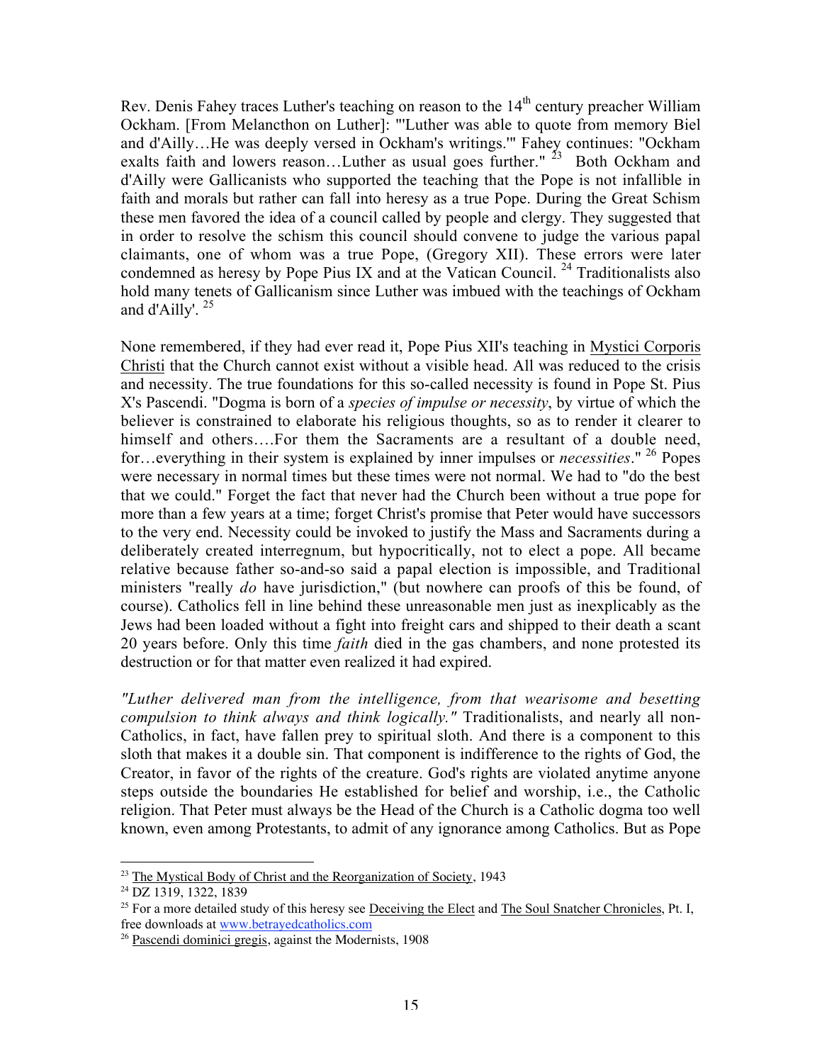Rev. Denis Fahey traces Luther's teaching on reason to the 14th century preacher William Ockham. [From Melancthon on Luther]: "'Luther was able to quote from memory Biel and d'Ailly…He was deeply versed in Ockham's writings.'" Fahey continues: "Ockham exalts faith and lowers reason…Luther as usual goes further." [23] Both Ockham and d'Ailly were Gallicanists who supported the teaching that the Pope is not infallible in faith and morals but rather can fall into heresy as a true Pope. During the Great Schism these men favored the idea of a council called by people and clergy. They suggested that in order to resolve the schism this council should convene to judge the various papal claimants, one of whom was a true Pope, (Gregory XII). These errors were later condemned as heresy by Pope Pius IX and at the Vatican Council. [24] Traditionalists also hold many tenets of Gallicanism since Luther was imbued with the teachings of Ockham and d'Ailly'. [25]

None remembered, if they had ever read it, Pope Pius XII's teaching in Mystici Corporis Christi that the Church cannot exist without a visible head. All was reduced to the crisis and necessity. The true foundations for this so-called necessity is found in Pope St. Pius X's Pascendi. "Dogma is born of a *species of impulse or necessity*, by virtue of which the believer is constrained to elaborate his religious thoughts, so as to render it clearer to himself and others….For them the Sacraments are a resultant of a double need, for…everything in their system is explained by inner impulses or *necessities*." [26] Popes were necessary in normal times but these times were not normal. We had to "do the best that we could." Forget the fact that never had the Church been without a true pope for more than a few years at a time; forget Christ's promise that Peter would have successors to the very end. Necessity could be invoked to justify the Mass and Sacraments during a deliberately created interregnum, but hypocritically, not to elect a pope. All became relative because father so-and-so said a papal election is impossible, and Traditional ministers "really *do* have jurisdiction," (but nowhere can proofs of this be found, of course). Catholics fell in line behind these unreasonable men just as inexplicably as the Jews had been loaded without a fight into freight cars and shipped to their death a scant 20 years before. Only this time *faith* died in the gas chambers, and none protested its destruction or for that matter even realized it had expired.

*"Luther delivered man from the intelligence, from that wearisome and besetting compulsion to think always and think logically."* Traditionalists, and nearly all non-Catholics, in fact, have fallen prey to spiritual sloth. And there is a component to this sloth that makes it a double sin. That component is indifference to the rights of God, the Creator, in favor of the rights of the creature. God's rights are violated anytime anyone steps outside the boundaries He established for belief and worship, i.e., the Catholic religion. That Peter must always be the Head of the Church is a Catholic dogma too well known, even among Protestants, to admit of any ignorance among Catholics. But as Pope

---

[23] The Mystical Body of Christ and the Reorganization of Society, 1943

[24] DZ 1319, 1322, 1839

[25] For a more detailed study of this heresy see Deceiving the Elect and The Soul Snatcher Chronicles, Pt. I, free downloads at www.betrayedcatholics.com

[26] Pascendi dominici gregis, against the Modernists, 1908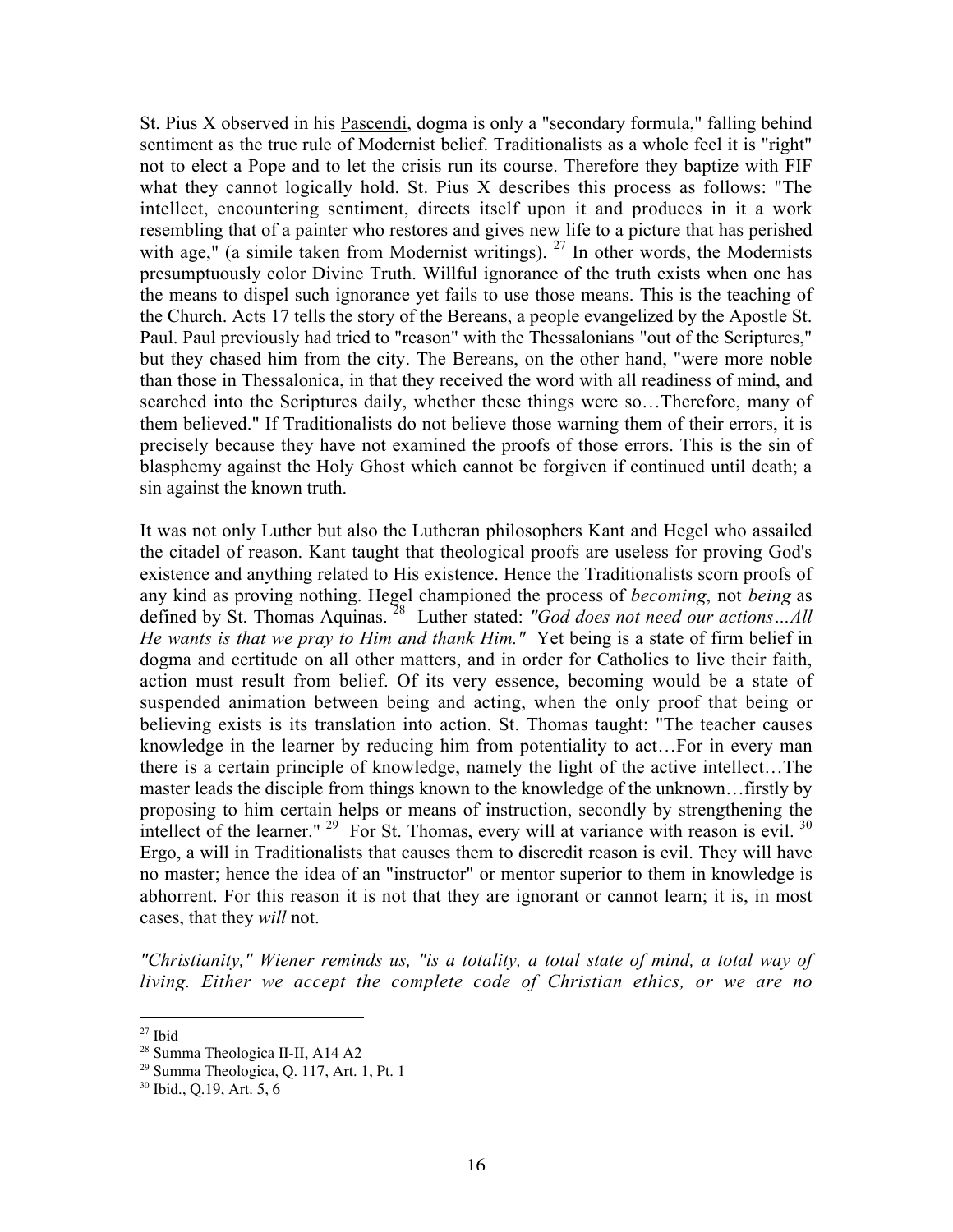St. Pius X observed in his Pascendi, dogma is only a "secondary formula," falling behind sentiment as the true rule of Modernist belief. Traditionalists as a whole feel it is "right" not to elect a Pope and to let the crisis run its course. Therefore they baptize with FIF what they cannot logically hold. St. Pius X describes this process as follows: "The intellect, encountering sentiment, directs itself upon it and produces in it a work resembling that of a painter who restores and gives new life to a picture that has perished with age," (a simile taken from Modernist writings). [27] In other words, the Modernists presumptuously color Divine Truth. Willful ignorance of the truth exists when one has the means to dispel such ignorance yet fails to use those means. This is the teaching of the Church. Acts 17 tells the story of the Bereans, a people evangelized by the Apostle St. Paul. Paul previously had tried to "reason" with the Thessalonians "out of the Scriptures," but they chased him from the city. The Bereans, on the other hand, "were more noble than those in Thessalonica, in that they received the word with all readiness of mind, and searched into the Scriptures daily, whether these things were so…Therefore, many of them believed." If Traditionalists do not believe those warning them of their errors, it is precisely because they have not examined the proofs of those errors. This is the sin of blasphemy against the Holy Ghost which cannot be forgiven if continued until death; a sin against the known truth.

It was not only Luther but also the Lutheran philosophers Kant and Hegel who assailed the citadel of reason. Kant taught that theological proofs are useless for proving God's existence and anything related to His existence. Hence the Traditionalists scorn proofs of any kind as proving nothing. Hegel championed the process of *becoming*, not *being* as defined by St. Thomas Aquinas. [28] Luther stated: *"God does not need our actions…All He wants is that we pray to Him and thank Him."* Yet being is a state of firm belief in dogma and certitude on all other matters, and in order for Catholics to live their faith, action must result from belief. Of its very essence, becoming would be a state of suspended animation between being and acting, when the only proof that being or believing exists is its translation into action. St. Thomas taught: "The teacher causes knowledge in the learner by reducing him from potentiality to act…For in every man there is a certain principle of knowledge, namely the light of the active intellect…The master leads the disciple from things known to the knowledge of the unknown…firstly by proposing to him certain helps or means of instruction, secondly by strengthening the intellect of the learner." [29] For St. Thomas, every will at variance with reason is evil. [30] Ergo, a will in Traditionalists that causes them to discredit reason is evil. They will have no master; hence the idea of an "instructor" or mentor superior to them in knowledge is abhorrent. For this reason it is not that they are ignorant or cannot learn; it is, in most cases, that they *will* not.

*"Christianity," Wiener reminds us, "is a totality, a total state of mind, a total way of living. Either we accept the complete code of Christian ethics, or we are no*

---

[27] Ibid

[28] Summa Theologica II-II, A14 A2

[29] Summa Theologica, Q. 117, Art. 1, Pt. 1

[30] Ibid., Q.19, Art. 5, 6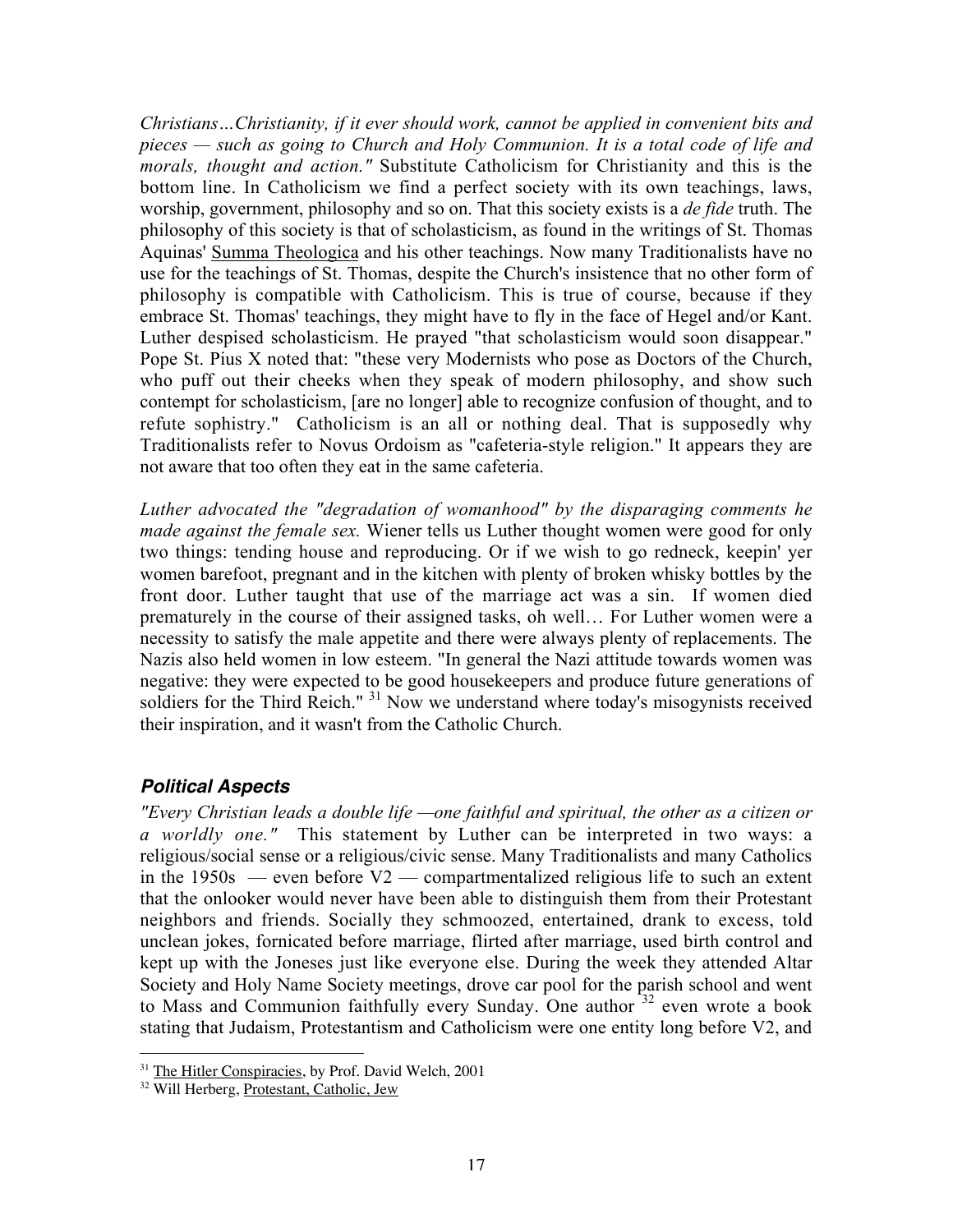*Christians…Christianity, if it ever should work, cannot be applied in convenient bits and pieces — such as going to Church and Holy Communion. It is a total code of life and morals, thought and action."* Substitute Catholicism for Christianity and this is the bottom line. In Catholicism we find a perfect society with its own teachings, laws, worship, government, philosophy and so on. That this society exists is a *de fide* truth. The philosophy of this society is that of scholasticism, as found in the writings of St. Thomas Aquinas' Summa Theologica and his other teachings. Now many Traditionalists have no use for the teachings of St. Thomas, despite the Church's insistence that no other form of philosophy is compatible with Catholicism. This is true of course, because if they embrace St. Thomas' teachings, they might have to fly in the face of Hegel and/or Kant. Luther despised scholasticism. He prayed "that scholasticism would soon disappear." Pope St. Pius X noted that: "these very Modernists who pose as Doctors of the Church, who puff out their cheeks when they speak of modern philosophy, and show such contempt for scholasticism, [are no longer] able to recognize confusion of thought, and to refute sophistry." Catholicism is an all or nothing deal. That is supposedly why Traditionalists refer to Novus Ordoism as "cafeteria-style religion." It appears they are not aware that too often they eat in the same cafeteria.

*Luther advocated the "degradation of womanhood" by the disparaging comments he made against the female sex.* Wiener tells us Luther thought women were good for only two things: tending house and reproducing. Or if we wish to go redneck, keepin' yer women barefoot, pregnant and in the kitchen with plenty of broken whisky bottles by the front door. Luther taught that use of the marriage act was a sin. If women died prematurely in the course of their assigned tasks, oh well… For Luther women were a necessity to satisfy the male appetite and there were always plenty of replacements. The Nazis also held women in low esteem. "In general the Nazi attitude towards women was negative: they were expected to be good housekeepers and produce future generations of soldiers for the Third Reich." [31] Now we understand where today's misogynists received their inspiration, and it wasn't from the Catholic Church.

### ***Political Aspects***

*"Every Christian leads a double life —one faithful and spiritual, the other as a citizen or a worldly one."* This statement by Luther can be interpreted in two ways: a religious/social sense or a religious/civic sense. Many Traditionalists and many Catholics in the 1950s — even before V2 — compartmentalized religious life to such an extent that the onlooker would never have been able to distinguish them from their Protestant neighbors and friends. Socially they schmoozed, entertained, drank to excess, told unclean jokes, fornicated before marriage, flirted after marriage, used birth control and kept up with the Joneses just like everyone else. During the week they attended Altar Society and Holy Name Society meetings, drove car pool for the parish school and went to Mass and Communion faithfully every Sunday. One author [32] even wrote a book stating that Judaism, Protestantism and Catholicism were one entity long before V2, and

---

[31] The Hitler Conspiracies, by Prof. David Welch, 2001

[32] Will Herberg, Protestant, Catholic, Jew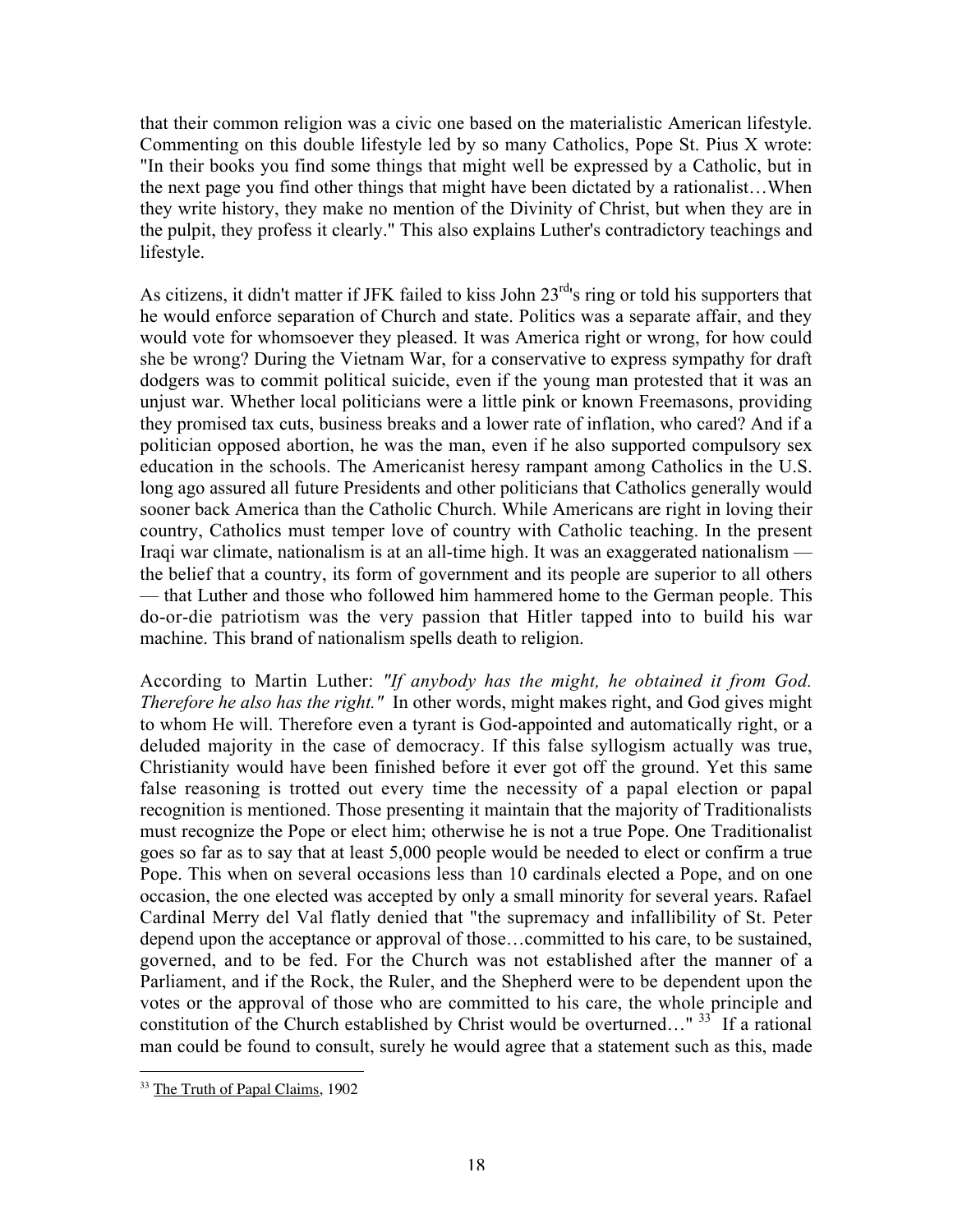that their common religion was a civic one based on the materialistic American lifestyle. Commenting on this double lifestyle led by so many Catholics, Pope St. Pius X wrote: "In their books you find some things that might well be expressed by a Catholic, but in the next page you find other things that might have been dictated by a rationalist…When they write history, they make no mention of the Divinity of Christ, but when they are in the pulpit, they profess it clearly." This also explains Luther's contradictory teachings and lifestyle.

As citizens, it didn't matter if JFK failed to kiss John 23rd's ring or told his supporters that he would enforce separation of Church and state. Politics was a separate affair, and they would vote for whomsoever they pleased. It was America right or wrong, for how could she be wrong? During the Vietnam War, for a conservative to express sympathy for draft dodgers was to commit political suicide, even if the young man protested that it was an unjust war. Whether local politicians were a little pink or known Freemasons, providing they promised tax cuts, business breaks and a lower rate of inflation, who cared? And if a politician opposed abortion, he was the man, even if he also supported compulsory sex education in the schools. The Americanist heresy rampant among Catholics in the U.S. long ago assured all future Presidents and other politicians that Catholics generally would sooner back America than the Catholic Church. While Americans are right in loving their country, Catholics must temper love of country with Catholic teaching. In the present Iraqi war climate, nationalism is at an all-time high. It was an exaggerated nationalism — the belief that a country, its form of government and its people are superior to all others — that Luther and those who followed him hammered home to the German people. This do-or-die patriotism was the very passion that Hitler tapped into to build his war machine. This brand of nationalism spells death to religion.

According to Martin Luther: *"If anybody has the might, he obtained it from God. Therefore he also has the right."* In other words, might makes right, and God gives might to whom He will. Therefore even a tyrant is God-appointed and automatically right, or a deluded majority in the case of democracy. If this false syllogism actually was true, Christianity would have been finished before it ever got off the ground. Yet this same false reasoning is trotted out every time the necessity of a papal election or papal recognition is mentioned. Those presenting it maintain that the majority of Traditionalists must recognize the Pope or elect him; otherwise he is not a true Pope. One Traditionalist goes so far as to say that at least 5,000 people would be needed to elect or confirm a true Pope. This when on several occasions less than 10 cardinals elected a Pope, and on one occasion, the one elected was accepted by only a small minority for several years. Rafael Cardinal Merry del Val flatly denied that "the supremacy and infallibility of St. Peter depend upon the acceptance or approval of those…committed to his care, to be sustained, governed, and to be fed. For the Church was not established after the manner of a Parliament, and if the Rock, the Ruler, and the Shepherd were to be dependent upon the votes or the approval of those who are committed to his care, the whole principle and constitution of the Church established by Christ would be overturned…" [33] If a rational man could be found to consult, surely he would agree that a statement such as this, made

---

[33] The Truth of Papal Claims, 1902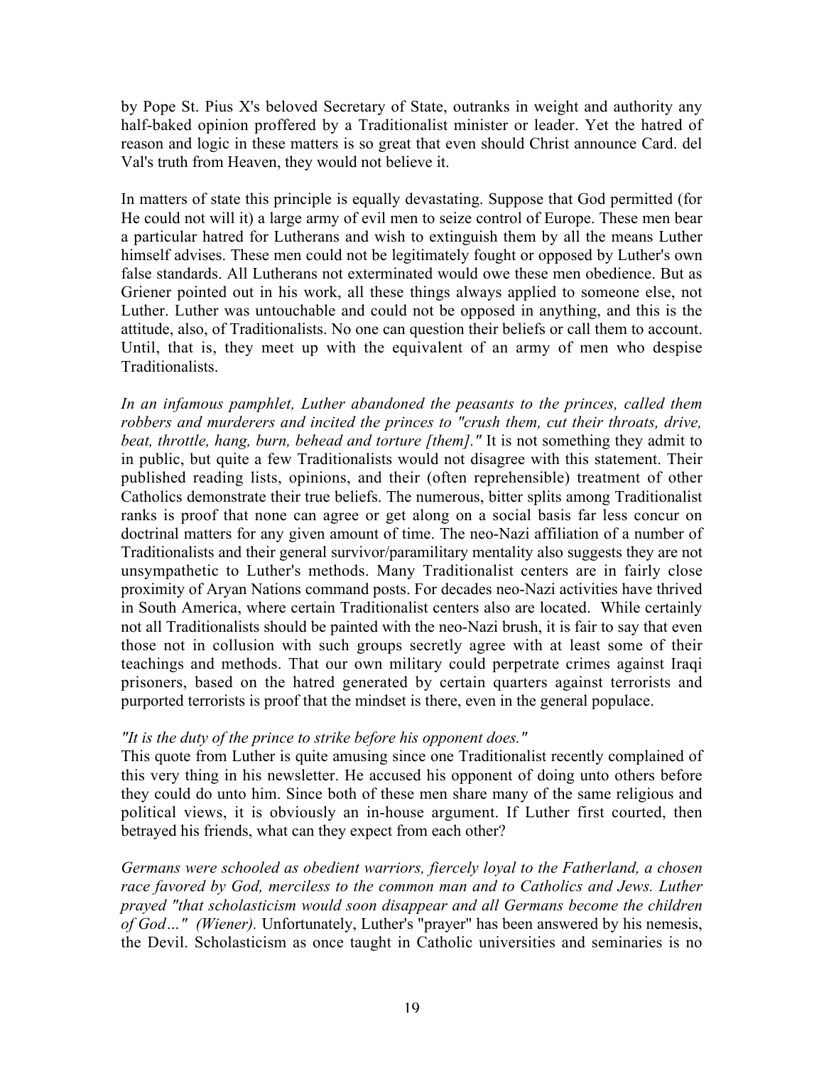by Pope St. Pius X's beloved Secretary of State, outranks in weight and authority any half-baked opinion proffered by a Traditionalist minister or leader. Yet the hatred of reason and logic in these matters is so great that even should Christ announce Card. del Val's truth from Heaven, they would not believe it.

In matters of state this principle is equally devastating. Suppose that God permitted (for He could not will it) a large army of evil men to seize control of Europe. These men bear a particular hatred for Lutherans and wish to extinguish them by all the means Luther himself advises. These men could not be legitimately fought or opposed by Luther's own false standards. All Lutherans not exterminated would owe these men obedience. But as Griener pointed out in his work, all these things always applied to someone else, not Luther. Luther was untouchable and could not be opposed in anything, and this is the attitude, also, of Traditionalists. No one can question their beliefs or call them to account. Until, that is, they meet up with the equivalent of an army of men who despise Traditionalists.

*In an infamous pamphlet, Luther abandoned the peasants to the princes, called them robbers and murderers and incited the princes to "crush them, cut their throats, drive, beat, throttle, hang, burn, behead and torture [them]."* It is not something they admit to in public, but quite a few Traditionalists would not disagree with this statement. Their published reading lists, opinions, and their (often reprehensible) treatment of other Catholics demonstrate their true beliefs. The numerous, bitter splits among Traditionalist ranks is proof that none can agree or get along on a social basis far less concur on doctrinal matters for any given amount of time. The neo-Nazi affiliation of a number of Traditionalists and their general survivor/paramilitary mentality also suggests they are not unsympathetic to Luther's methods. Many Traditionalist centers are in fairly close proximity of Aryan Nations command posts. For decades neo-Nazi activities have thrived in South America, where certain Traditionalist centers also are located. While certainly not all Traditionalists should be painted with the neo-Nazi brush, it is fair to say that even those not in collusion with such groups secretly agree with at least some of their teachings and methods. That our own military could perpetrate crimes against Iraqi prisoners, based on the hatred generated by certain quarters against terrorists and purported terrorists is proof that the mindset is there, even in the general populace.

*"It is the duty of the prince to strike before his opponent does."*
This quote from Luther is quite amusing since one Traditionalist recently complained of this very thing in his newsletter. He accused his opponent of doing unto others before they could do unto him. Since both of these men share many of the same religious and political views, it is obviously an in-house argument. If Luther first courted, then betrayed his friends, what can they expect from each other?

*Germans were schooled as obedient warriors, fiercely loyal to the Fatherland, a chosen race favored by God, merciless to the common man and to Catholics and Jews. Luther prayed "that scholasticism would soon disappear and all Germans become the children of God…" (Wiener).* Unfortunately, Luther's "prayer" has been answered by his nemesis, the Devil. Scholasticism as once taught in Catholic universities and seminaries is no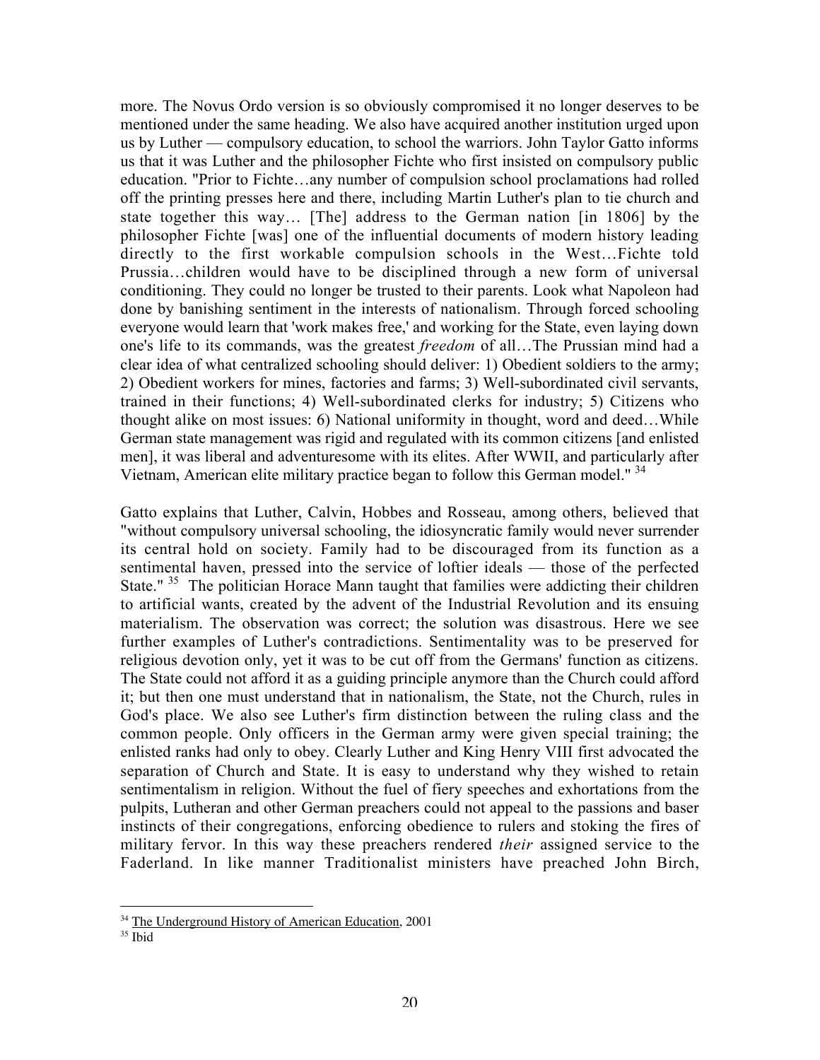more. The Novus Ordo version is so obviously compromised it no longer deserves to be mentioned under the same heading. We also have acquired another institution urged upon us by Luther — compulsory education, to school the warriors. John Taylor Gatto informs us that it was Luther and the philosopher Fichte who first insisted on compulsory public education. "Prior to Fichte…any number of compulsion school proclamations had rolled off the printing presses here and there, including Martin Luther's plan to tie church and state together this way… [The] address to the German nation [in 1806] by the philosopher Fichte [was] one of the influential documents of modern history leading directly to the first workable compulsion schools in the West…Fichte told Prussia…children would have to be disciplined through a new form of universal conditioning. They could no longer be trusted to their parents. Look what Napoleon had done by banishing sentiment in the interests of nationalism. Through forced schooling everyone would learn that 'work makes free,' and working for the State, even laying down one's life to its commands, was the greatest *freedom* of all…The Prussian mind had a clear idea of what centralized schooling should deliver: 1) Obedient soldiers to the army; 2) Obedient workers for mines, factories and farms; 3) Well-subordinated civil servants, trained in their functions; 4) Well-subordinated clerks for industry; 5) Citizens who thought alike on most issues: 6) National uniformity in thought, word and deed…While German state management was rigid and regulated with its common citizens [and enlisted men], it was liberal and adventuresome with its elites. After WWII, and particularly after Vietnam, American elite military practice began to follow this German model." [34]

Gatto explains that Luther, Calvin, Hobbes and Rosseau, among others, believed that "without compulsory universal schooling, the idiosyncratic family would never surrender its central hold on society. Family had to be discouraged from its function as a sentimental haven, pressed into the service of loftier ideals — those of the perfected State." [35] The politician Horace Mann taught that families were addicting their children to artificial wants, created by the advent of the Industrial Revolution and its ensuing materialism. The observation was correct; the solution was disastrous. Here we see further examples of Luther's contradictions. Sentimentality was to be preserved for religious devotion only, yet it was to be cut off from the Germans' function as citizens. The State could not afford it as a guiding principle anymore than the Church could afford it; but then one must understand that in nationalism, the State, not the Church, rules in God's place. We also see Luther's firm distinction between the ruling class and the common people. Only officers in the German army were given special training; the enlisted ranks had only to obey. Clearly Luther and King Henry VIII first advocated the separation of Church and State. It is easy to understand why they wished to retain sentimentalism in religion. Without the fuel of fiery speeches and exhortations from the pulpits, Lutheran and other German preachers could not appeal to the passions and baser instincts of their congregations, enforcing obedience to rulers and stoking the fires of military fervor. In this way these preachers rendered *their* assigned service to the Faderland. In like manner Traditionalist ministers have preached John Birch,

---

[34] The Underground History of American Education, 2001

[35] Ibid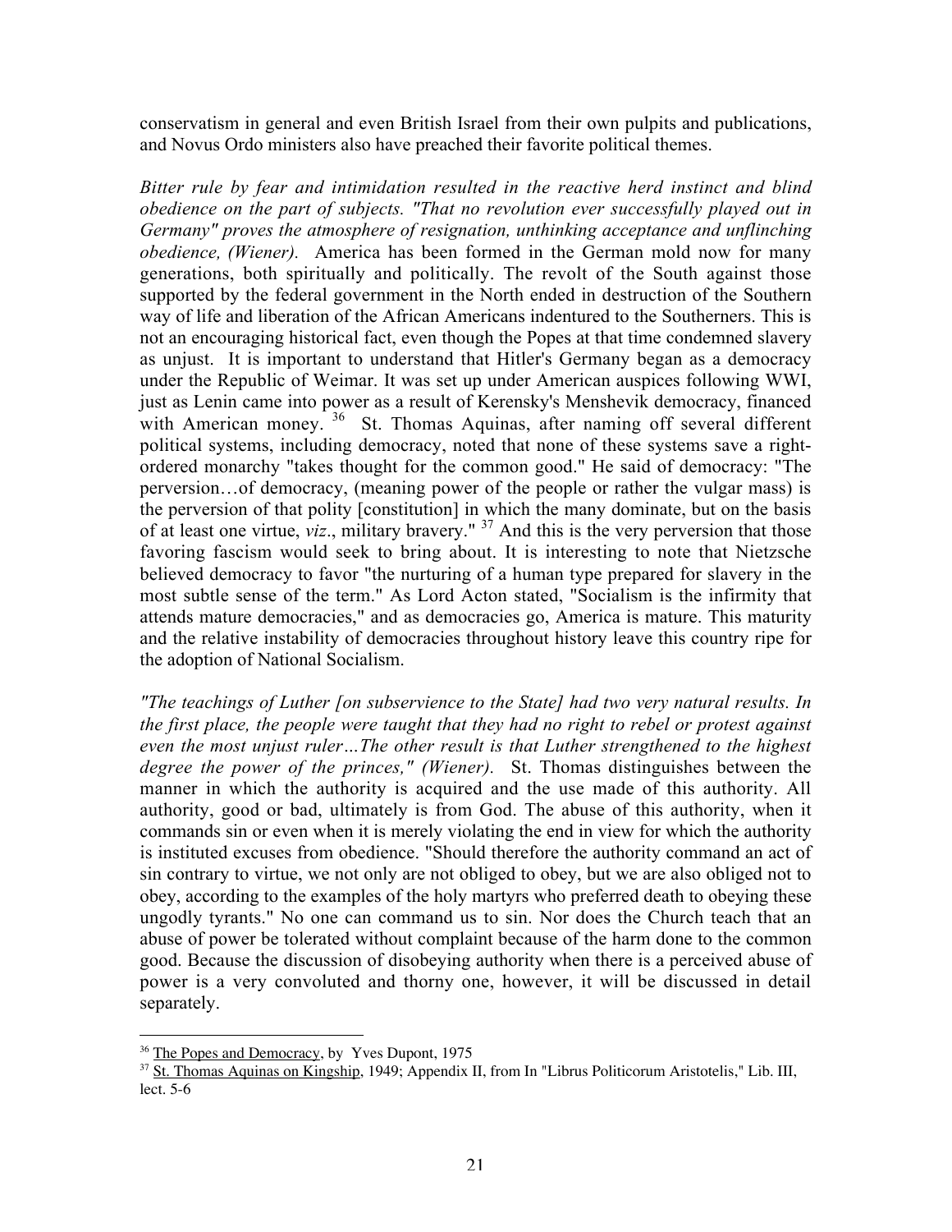conservatism in general and even British Israel from their own pulpits and publications, and Novus Ordo ministers also have preached their favorite political themes.

*Bitter rule by fear and intimidation resulted in the reactive herd instinct and blind obedience on the part of subjects. "That no revolution ever successfully played out in Germany" proves the atmosphere of resignation, unthinking acceptance and unflinching obedience, (Wiener).* America has been formed in the German mold now for many generations, both spiritually and politically. The revolt of the South against those supported by the federal government in the North ended in destruction of the Southern way of life and liberation of the African Americans indentured to the Southerners. This is not an encouraging historical fact, even though the Popes at that time condemned slavery as unjust. It is important to understand that Hitler's Germany began as a democracy under the Republic of Weimar. It was set up under American auspices following WWI, just as Lenin came into power as a result of Kerensky's Menshevik democracy, financed with American money. [36] St. Thomas Aquinas, after naming off several different political systems, including democracy, noted that none of these systems save a right-ordered monarchy "takes thought for the common good." He said of democracy: "The perversion…of democracy, (meaning power of the people or rather the vulgar mass) is the perversion of that polity [constitution] in which the many dominate, but on the basis of at least one virtue, *viz*., military bravery." [37] And this is the very perversion that those favoring fascism would seek to bring about. It is interesting to note that Nietzsche believed democracy to favor "the nurturing of a human type prepared for slavery in the most subtle sense of the term." As Lord Acton stated, "Socialism is the infirmity that attends mature democracies," and as democracies go, America is mature. This maturity and the relative instability of democracies throughout history leave this country ripe for the adoption of National Socialism.

*"The teachings of Luther [on subservience to the State] had two very natural results. In the first place, the people were taught that they had no right to rebel or protest against even the most unjust ruler…The other result is that Luther strengthened to the highest degree the power of the princes," (Wiener).* St. Thomas distinguishes between the manner in which the authority is acquired and the use made of this authority. All authority, good or bad, ultimately is from God. The abuse of this authority, when it commands sin or even when it is merely violating the end in view for which the authority is instituted excuses from obedience. "Should therefore the authority command an act of sin contrary to virtue, we not only are not obliged to obey, but we are also obliged not to obey, according to the examples of the holy martyrs who preferred death to obeying these ungodly tyrants." No one can command us to sin. Nor does the Church teach that an abuse of power be tolerated without complaint because of the harm done to the common good. Because the discussion of disobeying authority when there is a perceived abuse of power is a very convoluted and thorny one, however, it will be discussed in detail separately.

---

[36] The Popes and Democracy, by Yves Dupont, 1975

[37] St. Thomas Aquinas on Kingship, 1949; Appendix II, from In "Librus Politicorum Aristotelis," Lib. III, lect. 5-6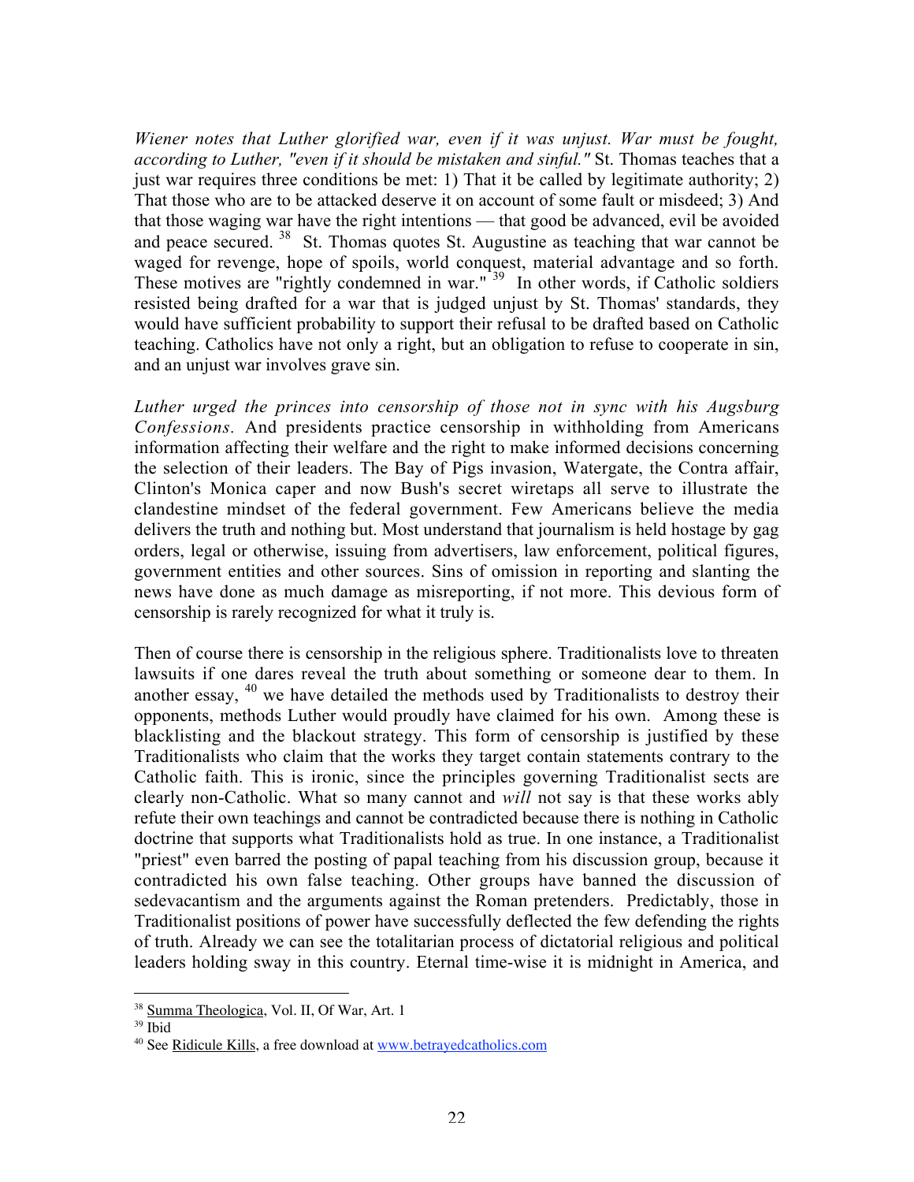*Wiener notes that Luther glorified war, even if it was unjust. War must be fought, according to Luther, "even if it should be mistaken and sinful."* St. Thomas teaches that a just war requires three conditions be met: 1) That it be called by legitimate authority; 2) That those who are to be attacked deserve it on account of some fault or misdeed; 3) And that those waging war have the right intentions — that good be advanced, evil be avoided and peace secured. [38] St. Thomas quotes St. Augustine as teaching that war cannot be waged for revenge, hope of spoils, world conquest, material advantage and so forth. These motives are "rightly condemned in war." [39] In other words, if Catholic soldiers resisted being drafted for a war that is judged unjust by St. Thomas' standards, they would have sufficient probability to support their refusal to be drafted based on Catholic teaching. Catholics have not only a right, but an obligation to refuse to cooperate in sin, and an unjust war involves grave sin.

*Luther urged the princes into censorship of those not in sync with his Augsburg Confessions.* And presidents practice censorship in withholding from Americans information affecting their welfare and the right to make informed decisions concerning the selection of their leaders. The Bay of Pigs invasion, Watergate, the Contra affair, Clinton's Monica caper and now Bush's secret wiretaps all serve to illustrate the clandestine mindset of the federal government. Few Americans believe the media delivers the truth and nothing but. Most understand that journalism is held hostage by gag orders, legal or otherwise, issuing from advertisers, law enforcement, political figures, government entities and other sources. Sins of omission in reporting and slanting the news have done as much damage as misreporting, if not more. This devious form of censorship is rarely recognized for what it truly is.

Then of course there is censorship in the religious sphere. Traditionalists love to threaten lawsuits if one dares reveal the truth about something or someone dear to them. In another essay, [40] we have detailed the methods used by Traditionalists to destroy their opponents, methods Luther would proudly have claimed for his own. Among these is blacklisting and the blackout strategy. This form of censorship is justified by these Traditionalists who claim that the works they target contain statements contrary to the Catholic faith. This is ironic, since the principles governing Traditionalist sects are clearly non-Catholic. What so many cannot and *will* not say is that these works ably refute their own teachings and cannot be contradicted because there is nothing in Catholic doctrine that supports what Traditionalists hold as true. In one instance, a Traditionalist "priest" even barred the posting of papal teaching from his discussion group, because it contradicted his own false teaching. Other groups have banned the discussion of sedevacantism and the arguments against the Roman pretenders. Predictably, those in Traditionalist positions of power have successfully deflected the few defending the rights of truth. Already we can see the totalitarian process of dictatorial religious and political leaders holding sway in this country. Eternal time-wise it is midnight in America, and

---

[38] Summa Theologica, Vol. II, Of War, Art. 1

[39] Ibid

[40] See Ridicule Kills, a free download at www.betrayedcatholics.com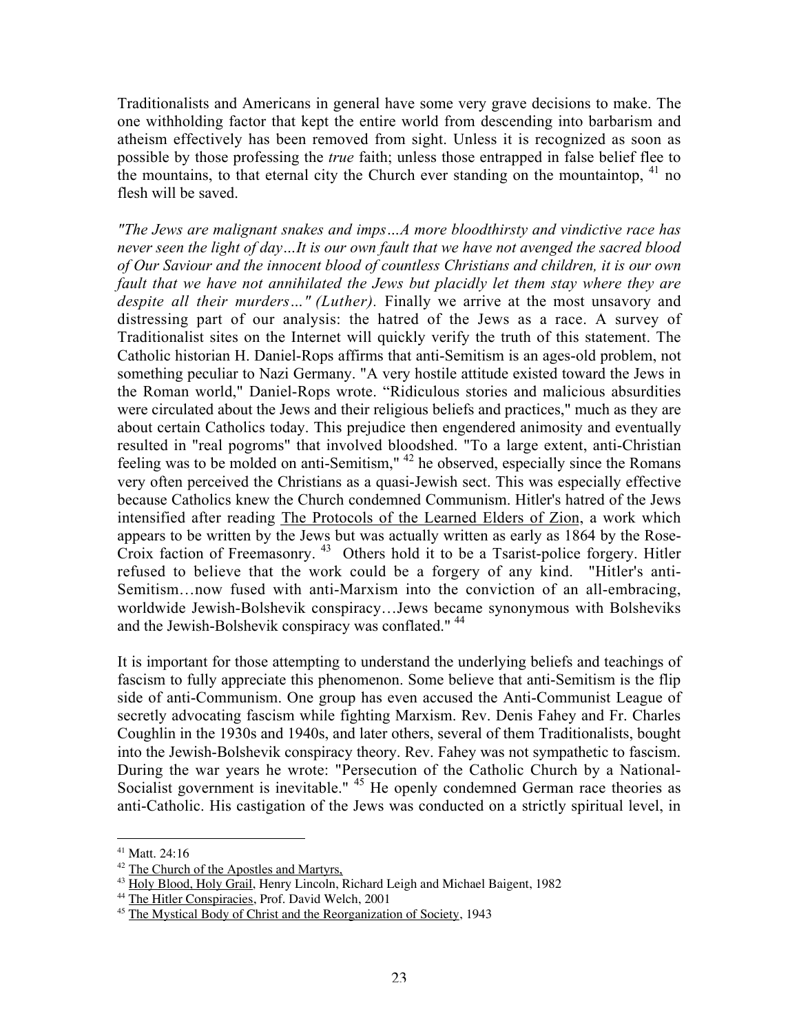Traditionalists and Americans in general have some very grave decisions to make. The one withholding factor that kept the entire world from descending into barbarism and atheism effectively has been removed from sight. Unless it is recognized as soon as possible by those professing the *true* faith; unless those entrapped in false belief flee to the mountains, to that eternal city the Church ever standing on the mountaintop, [41] no flesh will be saved.

*"The Jews are malignant snakes and imps…A more bloodthirsty and vindictive race has never seen the light of day…It is our own fault that we have not avenged the sacred blood of Our Saviour and the innocent blood of countless Christians and children, it is our own fault that we have not annihilated the Jews but placidly let them stay where they are despite all their murders…" (Luther).* Finally we arrive at the most unsavory and distressing part of our analysis: the hatred of the Jews as a race. A survey of Traditionalist sites on the Internet will quickly verify the truth of this statement. The Catholic historian H. Daniel-Rops affirms that anti-Semitism is an ages-old problem, not something peculiar to Nazi Germany. "A very hostile attitude existed toward the Jews in the Roman world," Daniel-Rops wrote. "Ridiculous stories and malicious absurdities were circulated about the Jews and their religious beliefs and practices," much as they are about certain Catholics today. This prejudice then engendered animosity and eventually resulted in "real pogroms" that involved bloodshed. "To a large extent, anti-Christian feeling was to be molded on anti-Semitism," [42] he observed, especially since the Romans very often perceived the Christians as a quasi-Jewish sect. This was especially effective because Catholics knew the Church condemned Communism. Hitler's hatred of the Jews intensified after reading The Protocols of the Learned Elders of Zion, a work which appears to be written by the Jews but was actually written as early as 1864 by the Rose-Croix faction of Freemasonry. [43] Others hold it to be a Tsarist-police forgery. Hitler refused to believe that the work could be a forgery of any kind. "Hitler's anti-Semitism…now fused with anti-Marxism into the conviction of an all-embracing, worldwide Jewish-Bolshevik conspiracy…Jews became synonymous with Bolsheviks and the Jewish-Bolshevik conspiracy was conflated." [44]

It is important for those attempting to understand the underlying beliefs and teachings of fascism to fully appreciate this phenomenon. Some believe that anti-Semitism is the flip side of anti-Communism. One group has even accused the Anti-Communist League of secretly advocating fascism while fighting Marxism. Rev. Denis Fahey and Fr. Charles Coughlin in the 1930s and 1940s, and later others, several of them Traditionalists, bought into the Jewish-Bolshevik conspiracy theory. Rev. Fahey was not sympathetic to fascism. During the war years he wrote: "Persecution of the Catholic Church by a National-Socialist government is inevitable." [45] He openly condemned German race theories as anti-Catholic. His castigation of the Jews was conducted on a strictly spiritual level, in

---

[41] Matt. 24:16

[42] The Church of the Apostles and Martyrs,

[43] Holy Blood, Holy Grail, Henry Lincoln, Richard Leigh and Michael Baigent, 1982

[44] The Hitler Conspiracies, Prof. David Welch, 2001

[45] The Mystical Body of Christ and the Reorganization of Society, 1943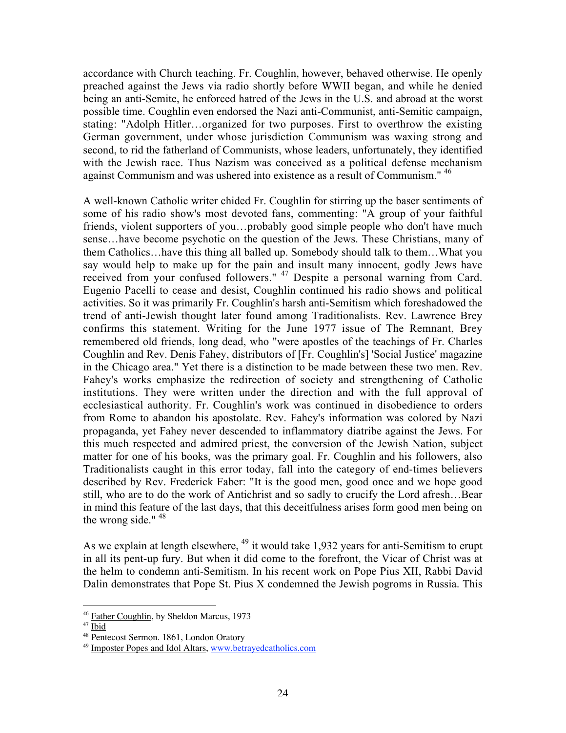accordance with Church teaching. Fr. Coughlin, however, behaved otherwise. He openly preached against the Jews via radio shortly before WWII began, and while he denied being an anti-Semite, he enforced hatred of the Jews in the U.S. and abroad at the worst possible time. Coughlin even endorsed the Nazi anti-Communist, anti-Semitic campaign, stating: "Adolph Hitler…organized for two purposes. First to overthrow the existing German government, under whose jurisdiction Communism was waxing strong and second, to rid the fatherland of Communists, whose leaders, unfortunately, they identified with the Jewish race. Thus Nazism was conceived as a political defense mechanism against Communism and was ushered into existence as a result of Communism." [46]

A well-known Catholic writer chided Fr. Coughlin for stirring up the baser sentiments of some of his radio show's most devoted fans, commenting: "A group of your faithful friends, violent supporters of you…probably good simple people who don't have much sense…have become psychotic on the question of the Jews. These Christians, many of them Catholics…have this thing all balled up. Somebody should talk to them…What you say would help to make up for the pain and insult many innocent, godly Jews have received from your confused followers." [47] Despite a personal warning from Card. Eugenio Pacelli to cease and desist, Coughlin continued his radio shows and political activities. So it was primarily Fr. Coughlin's harsh anti-Semitism which foreshadowed the trend of anti-Jewish thought later found among Traditionalists. Rev. Lawrence Brey confirms this statement. Writing for the June 1977 issue of The Remnant, Brey remembered old friends, long dead, who "were apostles of the teachings of Fr. Charles Coughlin and Rev. Denis Fahey, distributors of [Fr. Coughlin's] 'Social Justice' magazine in the Chicago area." Yet there is a distinction to be made between these two men. Rev. Fahey's works emphasize the redirection of society and strengthening of Catholic institutions. They were written under the direction and with the full approval of ecclesiastical authority. Fr. Coughlin's work was continued in disobedience to orders from Rome to abandon his apostolate. Rev. Fahey's information was colored by Nazi propaganda, yet Fahey never descended to inflammatory diatribe against the Jews. For this much respected and admired priest, the conversion of the Jewish Nation, subject matter for one of his books, was the primary goal. Fr. Coughlin and his followers, also Traditionalists caught in this error today, fall into the category of end-times believers described by Rev. Frederick Faber: "It is the good men, good once and we hope good still, who are to do the work of Antichrist and so sadly to crucify the Lord afresh…Bear in mind this feature of the last days, that this deceitfulness arises form good men being on the wrong side." [48]

As we explain at length elsewhere, [49] it would take 1,932 years for anti-Semitism to erupt in all its pent-up fury. But when it did come to the forefront, the Vicar of Christ was at the helm to condemn anti-Semitism. In his recent work on Pope Pius XII, Rabbi David Dalin demonstrates that Pope St. Pius X condemned the Jewish pogroms in Russia. This

---

[46] Father Coughlin, by Sheldon Marcus, 1973

[47] Ibid

[48] Pentecost Sermon. 1861, London Oratory

[49] Imposter Popes and Idol Altars, www.betrayedcatholics.com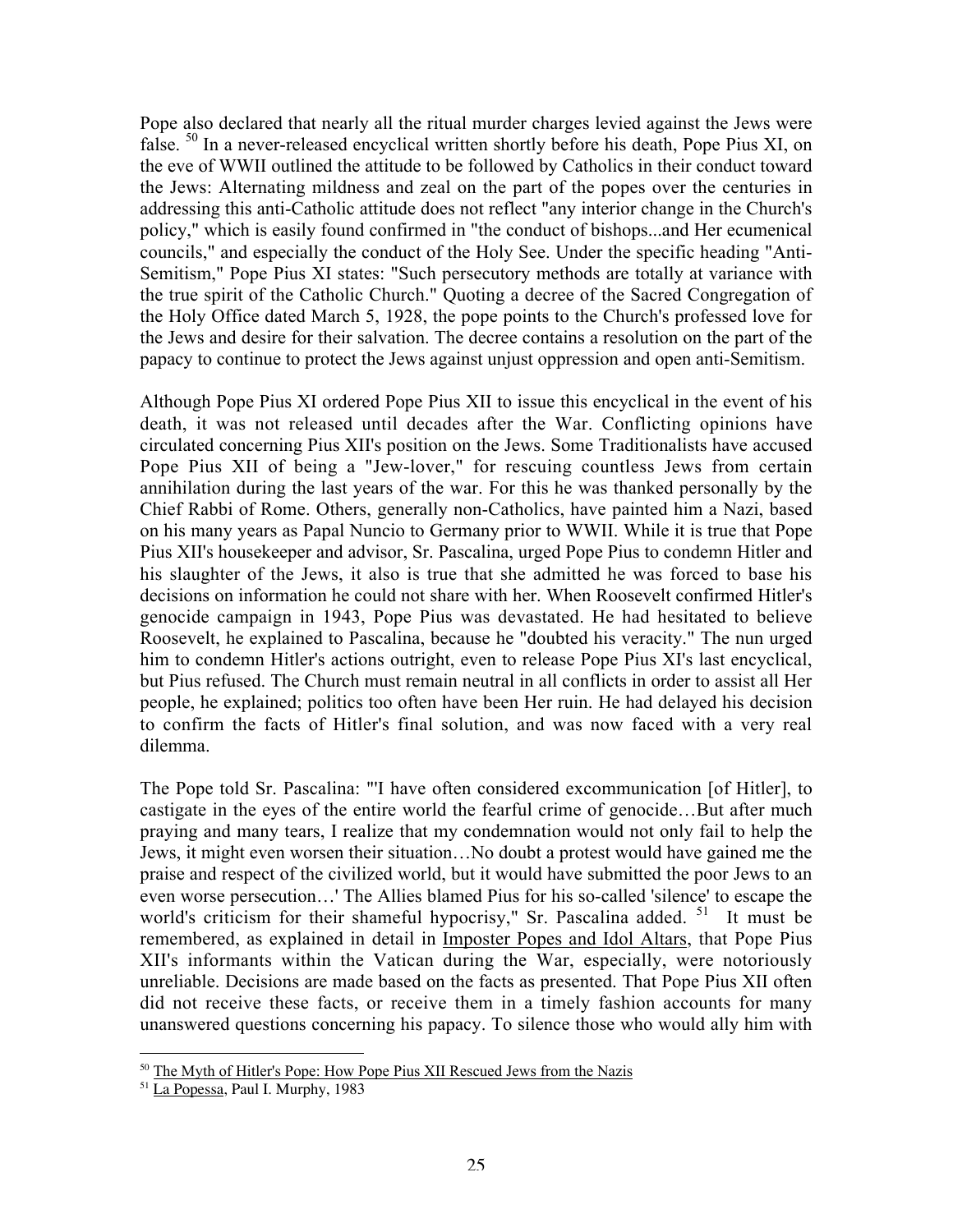Pope also declared that nearly all the ritual murder charges levied against the Jews were false. [50] In a never-released encyclical written shortly before his death, Pope Pius XI, on the eve of WWII outlined the attitude to be followed by Catholics in their conduct toward the Jews: Alternating mildness and zeal on the part of the popes over the centuries in addressing this anti-Catholic attitude does not reflect "any interior change in the Church's policy," which is easily found confirmed in "the conduct of bishops...and Her ecumenical councils," and especially the conduct of the Holy See. Under the specific heading "Anti-Semitism," Pope Pius XI states: "Such persecutory methods are totally at variance with the true spirit of the Catholic Church." Quoting a decree of the Sacred Congregation of the Holy Office dated March 5, 1928, the pope points to the Church's professed love for the Jews and desire for their salvation. The decree contains a resolution on the part of the papacy to continue to protect the Jews against unjust oppression and open anti-Semitism.

Although Pope Pius XI ordered Pope Pius XII to issue this encyclical in the event of his death, it was not released until decades after the War. Conflicting opinions have circulated concerning Pius XII's position on the Jews. Some Traditionalists have accused Pope Pius XII of being a "Jew-lover," for rescuing countless Jews from certain annihilation during the last years of the war. For this he was thanked personally by the Chief Rabbi of Rome. Others, generally non-Catholics, have painted him a Nazi, based on his many years as Papal Nuncio to Germany prior to WWII. While it is true that Pope Pius XII's housekeeper and advisor, Sr. Pascalina, urged Pope Pius to condemn Hitler and his slaughter of the Jews, it also is true that she admitted he was forced to base his decisions on information he could not share with her. When Roosevelt confirmed Hitler's genocide campaign in 1943, Pope Pius was devastated. He had hesitated to believe Roosevelt, he explained to Pascalina, because he "doubted his veracity." The nun urged him to condemn Hitler's actions outright, even to release Pope Pius XI's last encyclical, but Pius refused. The Church must remain neutral in all conflicts in order to assist all Her people, he explained; politics too often have been Her ruin. He had delayed his decision to confirm the facts of Hitler's final solution, and was now faced with a very real dilemma.

The Pope told Sr. Pascalina: "'I have often considered excommunication [of Hitler], to castigate in the eyes of the entire world the fearful crime of genocide…But after much praying and many tears, I realize that my condemnation would not only fail to help the Jews, it might even worsen their situation…No doubt a protest would have gained me the praise and respect of the civilized world, but it would have submitted the poor Jews to an even worse persecution…' The Allies blamed Pius for his so-called 'silence' to escape the world's criticism for their shameful hypocrisy," Sr. Pascalina added. [51] It must be remembered, as explained in detail in Imposter Popes and Idol Altars, that Pope Pius XII's informants within the Vatican during the War, especially, were notoriously unreliable. Decisions are made based on the facts as presented. That Pope Pius XII often did not receive these facts, or receive them in a timely fashion accounts for many unanswered questions concerning his papacy. To silence those who would ally him with

---

[50] The Myth of Hitler's Pope: How Pope Pius XII Rescued Jews from the Nazis

[51] La Popessa, Paul I. Murphy, 1983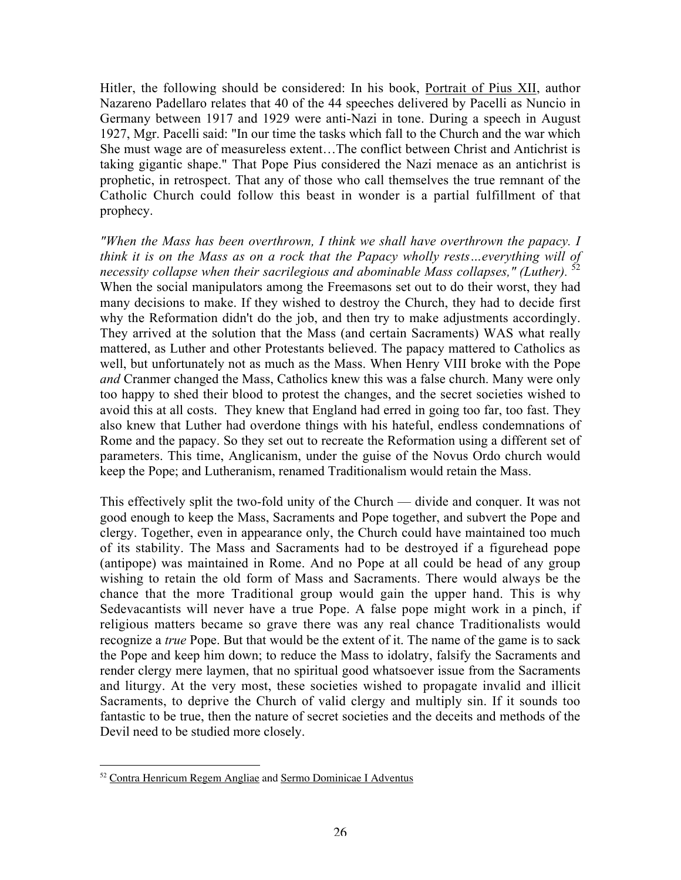Hitler, the following should be considered: In his book, Portrait of Pius XII, author Nazareno Padellaro relates that 40 of the 44 speeches delivered by Pacelli as Nuncio in Germany between 1917 and 1929 were anti-Nazi in tone. During a speech in August 1927, Mgr. Pacelli said: "In our time the tasks which fall to the Church and the war which She must wage are of measureless extent…The conflict between Christ and Antichrist is taking gigantic shape." That Pope Pius considered the Nazi menace as an antichrist is prophetic, in retrospect. That any of those who call themselves the true remnant of the Catholic Church could follow this beast in wonder is a partial fulfillment of that prophecy.

*"When the Mass has been overthrown, I think we shall have overthrown the papacy. I think it is on the Mass as on a rock that the Papacy wholly rests…everything will of necessity collapse when their sacrilegious and abominable Mass collapses," (Luther).* [52] When the social manipulators among the Freemasons set out to do their worst, they had many decisions to make. If they wished to destroy the Church, they had to decide first why the Reformation didn't do the job, and then try to make adjustments accordingly. They arrived at the solution that the Mass (and certain Sacraments) WAS what really mattered, as Luther and other Protestants believed. The papacy mattered to Catholics as well, but unfortunately not as much as the Mass. When Henry VIII broke with the Pope *and* Cranmer changed the Mass, Catholics knew this was a false church. Many were only too happy to shed their blood to protest the changes, and the secret societies wished to avoid this at all costs. They knew that England had erred in going too far, too fast. They also knew that Luther had overdone things with his hateful, endless condemnations of Rome and the papacy. So they set out to recreate the Reformation using a different set of parameters. This time, Anglicanism, under the guise of the Novus Ordo church would keep the Pope; and Lutheranism, renamed Traditionalism would retain the Mass.

This effectively split the two-fold unity of the Church — divide and conquer. It was not good enough to keep the Mass, Sacraments and Pope together, and subvert the Pope and clergy. Together, even in appearance only, the Church could have maintained too much of its stability. The Mass and Sacraments had to be destroyed if a figurehead pope (antipope) was maintained in Rome. And no Pope at all could be head of any group wishing to retain the old form of Mass and Sacraments. There would always be the chance that the more Traditional group would gain the upper hand. This is why Sedevacantists will never have a true Pope. A false pope might work in a pinch, if religious matters became so grave there was any real chance Traditionalists would recognize a *true* Pope. But that would be the extent of it. The name of the game is to sack the Pope and keep him down; to reduce the Mass to idolatry, falsify the Sacraments and render clergy mere laymen, that no spiritual good whatsoever issue from the Sacraments and liturgy. At the very most, these societies wished to propagate invalid and illicit Sacraments, to deprive the Church of valid clergy and multiply sin. If it sounds too fantastic to be true, then the nature of secret societies and the deceits and methods of the Devil need to be studied more closely.

---

[52] Contra Henricum Regem Angliae and Sermo Dominicae I Adventus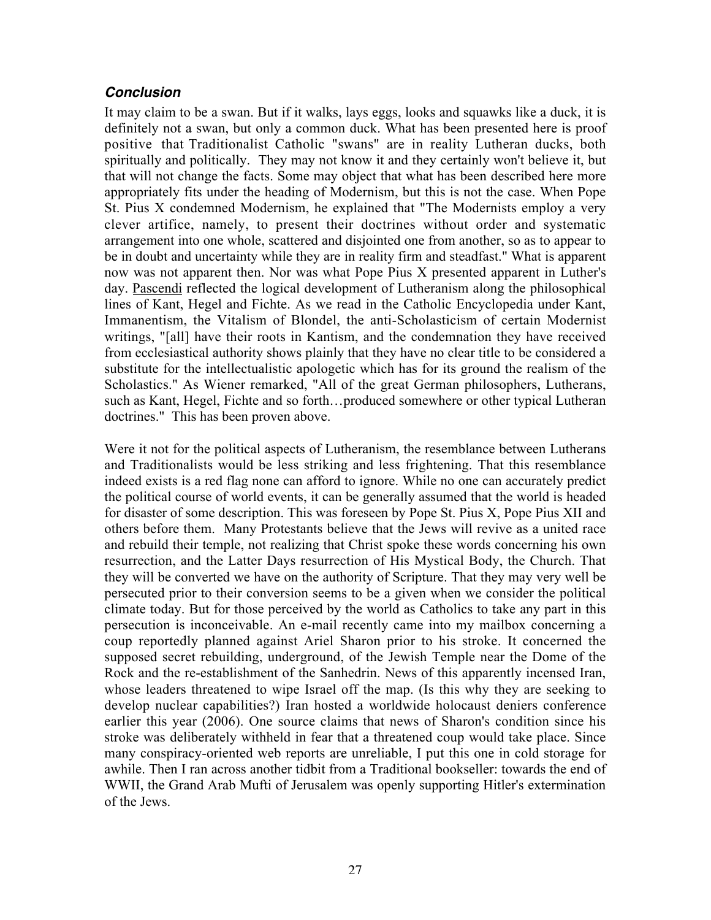### *Conclusion*

It may claim to be a swan. But if it walks, lays eggs, looks and squawks like a duck, it is definitely not a swan, but only a common duck. What has been presented here is proof positive that Traditionalist Catholic "swans" are in reality Lutheran ducks, both spiritually and politically. They may not know it and they certainly won't believe it, but that will not change the facts. Some may object that what has been described here more appropriately fits under the heading of Modernism, but this is not the case. When Pope St. Pius X condemned Modernism, he explained that "The Modernists employ a very clever artifice, namely, to present their doctrines without order and systematic arrangement into one whole, scattered and disjointed one from another, so as to appear to be in doubt and uncertainty while they are in reality firm and steadfast." What is apparent now was not apparent then. Nor was what Pope Pius X presented apparent in Luther's day. Pascendi reflected the logical development of Lutheranism along the philosophical lines of Kant, Hegel and Fichte. As we read in the Catholic Encyclopedia under Kant, Immanentism, the Vitalism of Blondel, the anti-Scholasticism of certain Modernist writings, "[all] have their roots in Kantism, and the condemnation they have received from ecclesiastical authority shows plainly that they have no clear title to be considered a substitute for the intellectualistic apologetic which has for its ground the realism of the Scholastics." As Wiener remarked, "All of the great German philosophers, Lutherans, such as Kant, Hegel, Fichte and so forth…produced somewhere or other typical Lutheran doctrines." This has been proven above.

Were it not for the political aspects of Lutheranism, the resemblance between Lutherans and Traditionalists would be less striking and less frightening. That this resemblance indeed exists is a red flag none can afford to ignore. While no one can accurately predict the political course of world events, it can be generally assumed that the world is headed for disaster of some description. This was foreseen by Pope St. Pius X, Pope Pius XII and others before them. Many Protestants believe that the Jews will revive as a united race and rebuild their temple, not realizing that Christ spoke these words concerning his own resurrection, and the Latter Days resurrection of His Mystical Body, the Church. That they will be converted we have on the authority of Scripture. That they may very well be persecuted prior to their conversion seems to be a given when we consider the political climate today. But for those perceived by the world as Catholics to take any part in this persecution is inconceivable. An e-mail recently came into my mailbox concerning a coup reportedly planned against Ariel Sharon prior to his stroke. It concerned the supposed secret rebuilding, underground, of the Jewish Temple near the Dome of the Rock and the re-establishment of the Sanhedrin. News of this apparently incensed Iran, whose leaders threatened to wipe Israel off the map. (Is this why they are seeking to develop nuclear capabilities?) Iran hosted a worldwide holocaust deniers conference earlier this year (2006). One source claims that news of Sharon's condition since his stroke was deliberately withheld in fear that a threatened coup would take place. Since many conspiracy-oriented web reports are unreliable, I put this one in cold storage for awhile. Then I ran across another tidbit from a Traditional bookseller: towards the end of WWII, the Grand Arab Mufti of Jerusalem was openly supporting Hitler's extermination of the Jews.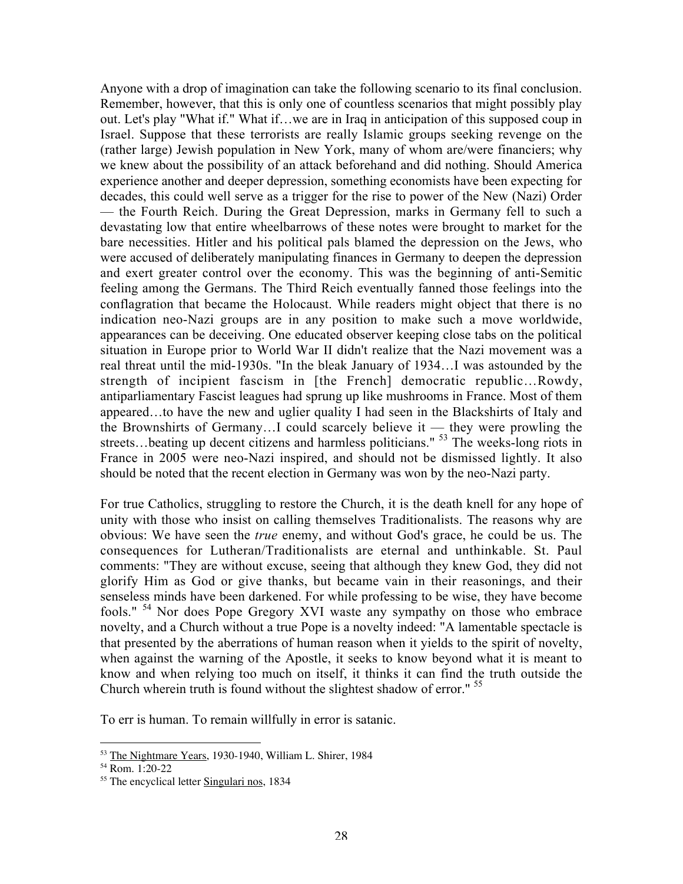Anyone with a drop of imagination can take the following scenario to its final conclusion. Remember, however, that this is only one of countless scenarios that might possibly play out. Let's play "What if." What if…we are in Iraq in anticipation of this supposed coup in Israel. Suppose that these terrorists are really Islamic groups seeking revenge on the (rather large) Jewish population in New York, many of whom are/were financiers; why we knew about the possibility of an attack beforehand and did nothing. Should America experience another and deeper depression, something economists have been expecting for decades, this could well serve as a trigger for the rise to power of the New (Nazi) Order — the Fourth Reich. During the Great Depression, marks in Germany fell to such a devastating low that entire wheelbarrows of these notes were brought to market for the bare necessities. Hitler and his political pals blamed the depression on the Jews, who were accused of deliberately manipulating finances in Germany to deepen the depression and exert greater control over the economy. This was the beginning of anti-Semitic feeling among the Germans. The Third Reich eventually fanned those feelings into the conflagration that became the Holocaust. While readers might object that there is no indication neo-Nazi groups are in any position to make such a move worldwide, appearances can be deceiving. One educated observer keeping close tabs on the political situation in Europe prior to World War II didn't realize that the Nazi movement was a real threat until the mid-1930s. "In the bleak January of 1934…I was astounded by the strength of incipient fascism in [the French] democratic republic…Rowdy, antiparliamentary Fascist leagues had sprung up like mushrooms in France. Most of them appeared…to have the new and uglier quality I had seen in the Blackshirts of Italy and the Brownshirts of Germany…I could scarcely believe it — they were prowling the streets…beating up decent citizens and harmless politicians." [53] The weeks-long riots in France in 2005 were neo-Nazi inspired, and should not be dismissed lightly. It also should be noted that the recent election in Germany was won by the neo-Nazi party.

For true Catholics, struggling to restore the Church, it is the death knell for any hope of unity with those who insist on calling themselves Traditionalists. The reasons why are obvious: We have seen the *true* enemy, and without God's grace, he could be us. The consequences for Lutheran/Traditionalists are eternal and unthinkable. St. Paul comments: "They are without excuse, seeing that although they knew God, they did not glorify Him as God or give thanks, but became vain in their reasonings, and their senseless minds have been darkened. For while professing to be wise, they have become fools." [54] Nor does Pope Gregory XVI waste any sympathy on those who embrace novelty, and a Church without a true Pope is a novelty indeed: "A lamentable spectacle is that presented by the aberrations of human reason when it yields to the spirit of novelty, when against the warning of the Apostle, it seeks to know beyond what it is meant to know and when relying too much on itself, it thinks it can find the truth outside the Church wherein truth is found without the slightest shadow of error." [55]

To err is human. To remain willfully in error is satanic.

---

[53] The Nightmare Years, 1930-1940, William L. Shirer, 1984

[54] Rom. 1:20-22

[55] The encyclical letter Singulari nos, 1834